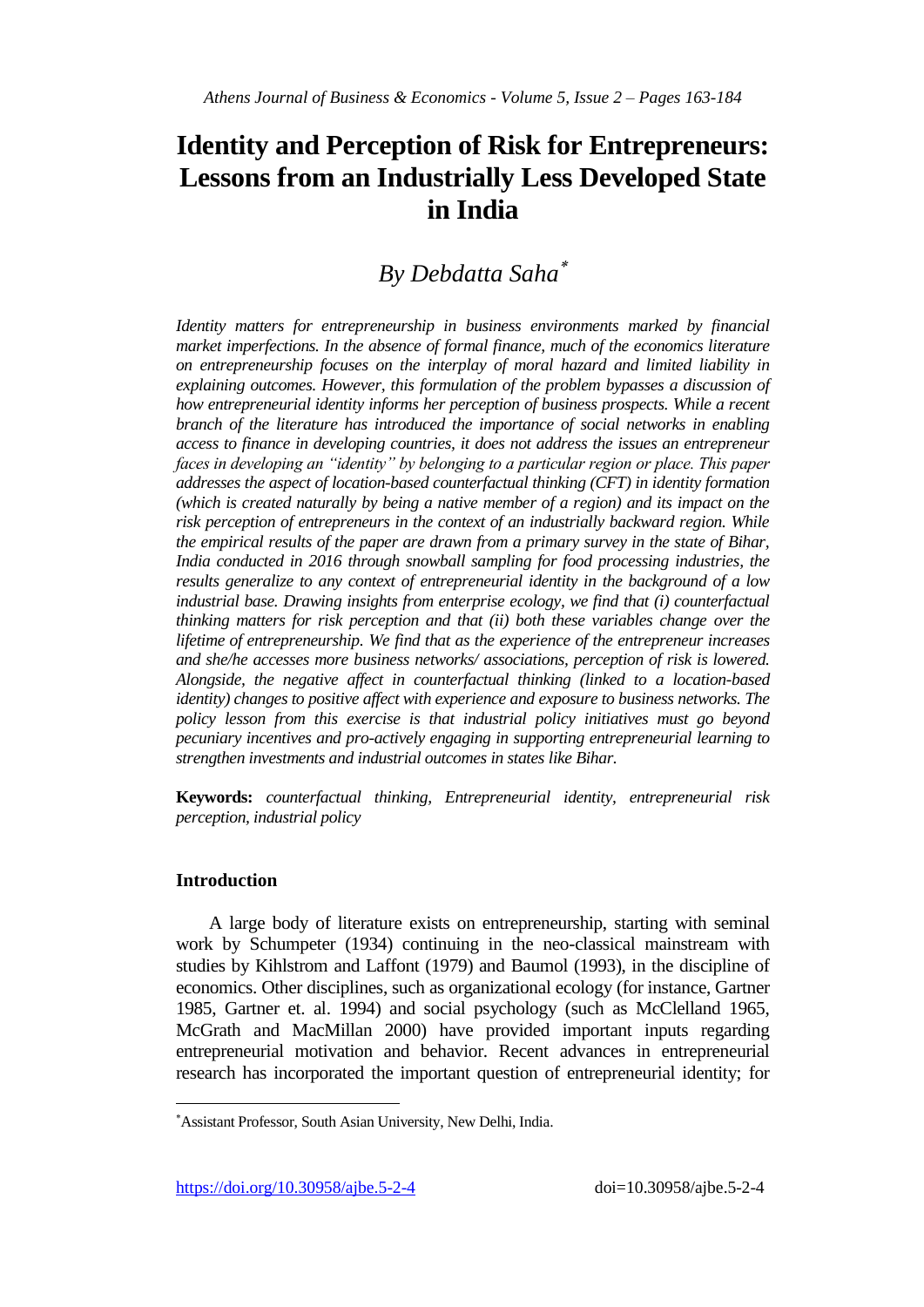# Identity and Perception of Risk for Entrepreneurs: Lessons from an Industrially Less Developed State in India

## *By Debdatta Saha*[*]

*Identity matters for entrepreneurship in business environments marked by financial market imperfections. In the absence of formal finance, much of the economics literature on entrepreneurship focuses on the interplay of moral hazard and limited liability in explaining outcomes. However, this formulation of the problem bypasses a discussion of how entrepreneurial identity informs her perception of business prospects. While a recent branch of the literature has introduced the importance of social networks in enabling access to finance in developing countries, it does not address the issues an entrepreneur faces in developing an "identity" by belonging to a particular region or place. This paper addresses the aspect of location-based counterfactual thinking (CFT) in identity formation (which is created naturally by being a native member of a region) and its impact on the risk perception of entrepreneurs in the context of an industrially backward region. While the empirical results of the paper are drawn from a primary survey in the state of Bihar, India conducted in 2016 through snowball sampling for food processing industries, the results generalize to any context of entrepreneurial identity in the background of a low industrial base. Drawing insights from enterprise ecology, we find that (i) counterfactual thinking matters for risk perception and that (ii) both these variables change over the lifetime of entrepreneurship. We find that as the experience of the entrepreneur increases and she/he accesses more business networks/ associations, perception of risk is lowered. Alongside, the negative affect in counterfactual thinking (linked to a location-based identity) changes to positive affect with experience and exposure to business networks. The policy lesson from this exercise is that industrial policy initiatives must go beyond pecuniary incentives and pro-actively engaging in supporting entrepreneurial learning to strengthen investments and industrial outcomes in states like Bihar.*

**Keywords:** *counterfactual thinking, Entrepreneurial identity, entrepreneurial risk perception, industrial policy*

### Introduction

A large body of literature exists on entrepreneurship, starting with seminal work by Schumpeter (1934) continuing in the neo-classical mainstream with studies by Kihlstrom and Laffont (1979) and Baumol (1993), in the discipline of economics. Other disciplines, such as organizational ecology (for instance, Gartner 1985, Gartner et. al. 1994) and social psychology (such as McClelland 1965, McGrath and MacMillan 2000) have provided important inputs regarding entrepreneurial motivation and behavior. Recent advances in entrepreneurial research has incorporated the important question of entrepreneurial identity; for

---

[*] Assistant Professor, South Asian University, New Delhi, India.

https://doi.org/10.30958/ajbe.5-2-4 doi=10.30958/ajbe.5-2-4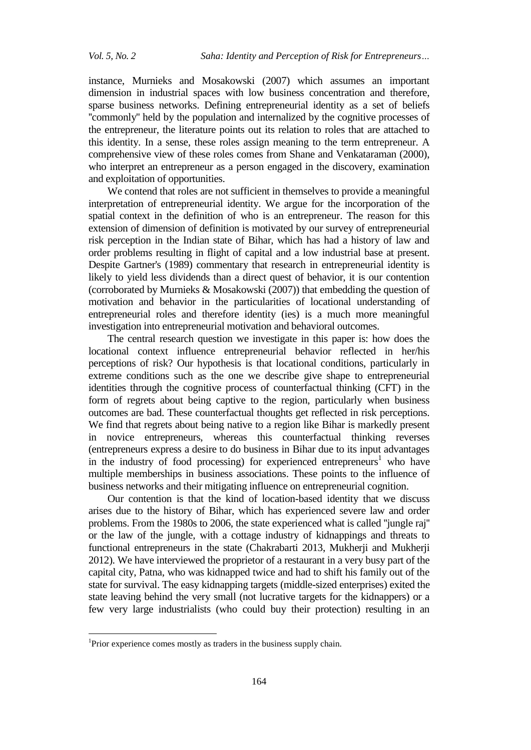instance, Murnieks and Mosakowski (2007) which assumes an important dimension in industrial spaces with low business concentration and therefore, sparse business networks. Defining entrepreneurial identity as a set of beliefs "commonly" held by the population and internalized by the cognitive processes of the entrepreneur, the literature points out its relation to roles that are attached to this identity. In a sense, these roles assign meaning to the term entrepreneur. A comprehensive view of these roles comes from Shane and Venkataraman (2000), who interpret an entrepreneur as a person engaged in the discovery, examination and exploitation of opportunities.

We contend that roles are not sufficient in themselves to provide a meaningful interpretation of entrepreneurial identity. We argue for the incorporation of the spatial context in the definition of who is an entrepreneur. The reason for this extension of dimension of definition is motivated by our survey of entrepreneurial risk perception in the Indian state of Bihar, which has had a history of law and order problems resulting in flight of capital and a low industrial base at present. Despite Gartner's (1989) commentary that research in entrepreneurial identity is likely to yield less dividends than a direct quest of behavior, it is our contention (corroborated by Murnieks & Mosakowski (2007)) that embedding the question of motivation and behavior in the particularities of locational understanding of entrepreneurial roles and therefore identity (ies) is a much more meaningful investigation into entrepreneurial motivation and behavioral outcomes.

The central research question we investigate in this paper is: how does the locational context influence entrepreneurial behavior reflected in her/his perceptions of risk? Our hypothesis is that locational conditions, particularly in extreme conditions such as the one we describe give shape to entrepreneurial identities through the cognitive process of counterfactual thinking (CFT) in the form of regrets about being captive to the region, particularly when business outcomes are bad. These counterfactual thoughts get reflected in risk perceptions. We find that regrets about being native to a region like Bihar is markedly present in novice entrepreneurs, whereas this counterfactual thinking reverses (entrepreneurs express a desire to do business in Bihar due to its input advantages in the industry of food processing) for experienced entrepreneurs[1] who have multiple memberships in business associations. These points to the influence of business networks and their mitigating influence on entrepreneurial cognition.

Our contention is that the kind of location-based identity that we discuss arises due to the history of Bihar, which has experienced severe law and order problems. From the 1980s to 2006, the state experienced what is called "jungle raj" or the law of the jungle, with a cottage industry of kidnappings and threats to functional entrepreneurs in the state (Chakrabarti 2013, Mukherji and Mukherji 2012). We have interviewed the proprietor of a restaurant in a very busy part of the capital city, Patna, who was kidnapped twice and had to shift his family out of the state for survival. The easy kidnapping targets (middle-sized enterprises) exited the state leaving behind the very small (not lucrative targets for the kidnappers) or a few very large industrialists (who could buy their protection) resulting in an

[1]Prior experience comes mostly as traders in the business supply chain.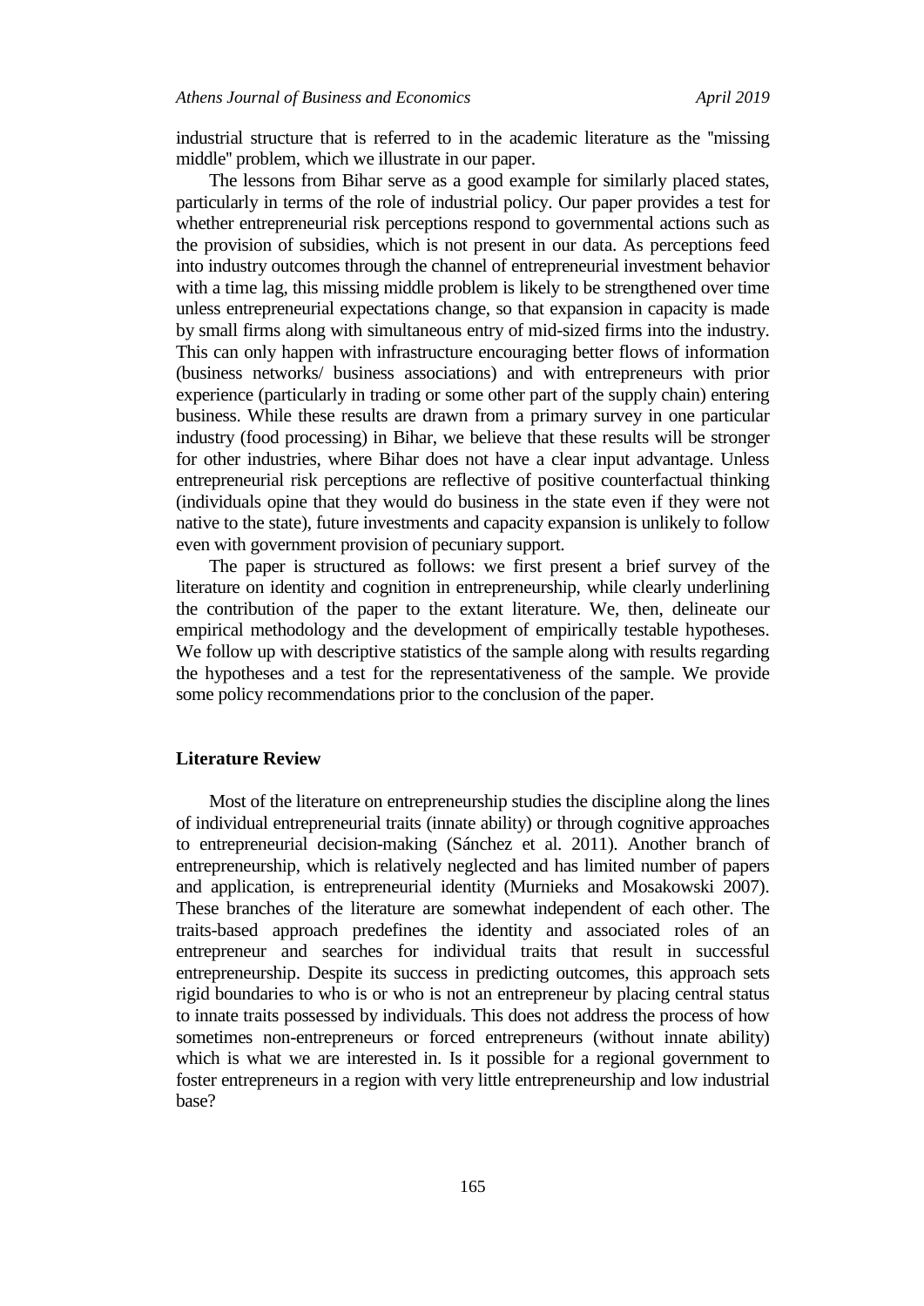industrial structure that is referred to in the academic literature as the "missing middle" problem, which we illustrate in our paper.

The lessons from Bihar serve as a good example for similarly placed states, particularly in terms of the role of industrial policy. Our paper provides a test for whether entrepreneurial risk perceptions respond to governmental actions such as the provision of subsidies, which is not present in our data. As perceptions feed into industry outcomes through the channel of entrepreneurial investment behavior with a time lag, this missing middle problem is likely to be strengthened over time unless entrepreneurial expectations change, so that expansion in capacity is made by small firms along with simultaneous entry of mid-sized firms into the industry. This can only happen with infrastructure encouraging better flows of information (business networks/ business associations) and with entrepreneurs with prior experience (particularly in trading or some other part of the supply chain) entering business. While these results are drawn from a primary survey in one particular industry (food processing) in Bihar, we believe that these results will be stronger for other industries, where Bihar does not have a clear input advantage. Unless entrepreneurial risk perceptions are reflective of positive counterfactual thinking (individuals opine that they would do business in the state even if they were not native to the state), future investments and capacity expansion is unlikely to follow even with government provision of pecuniary support.

The paper is structured as follows: we first present a brief survey of the literature on identity and cognition in entrepreneurship, while clearly underlining the contribution of the paper to the extant literature. We, then, delineate our empirical methodology and the development of empirically testable hypotheses. We follow up with descriptive statistics of the sample along with results regarding the hypotheses and a test for the representativeness of the sample. We provide some policy recommendations prior to the conclusion of the paper.

## Literature Review

Most of the literature on entrepreneurship studies the discipline along the lines of individual entrepreneurial traits (innate ability) or through cognitive approaches to entrepreneurial decision-making (Sánchez et al. 2011). Another branch of entrepreneurship, which is relatively neglected and has limited number of papers and application, is entrepreneurial identity (Murnieks and Mosakowski 2007). These branches of the literature are somewhat independent of each other. The traits-based approach predefines the identity and associated roles of an entrepreneur and searches for individual traits that result in successful entrepreneurship. Despite its success in predicting outcomes, this approach sets rigid boundaries to who is or who is not an entrepreneur by placing central status to innate traits possessed by individuals. This does not address the process of how sometimes non-entrepreneurs or forced entrepreneurs (without innate ability) which is what we are interested in. Is it possible for a regional government to foster entrepreneurs in a region with very little entrepreneurship and low industrial base?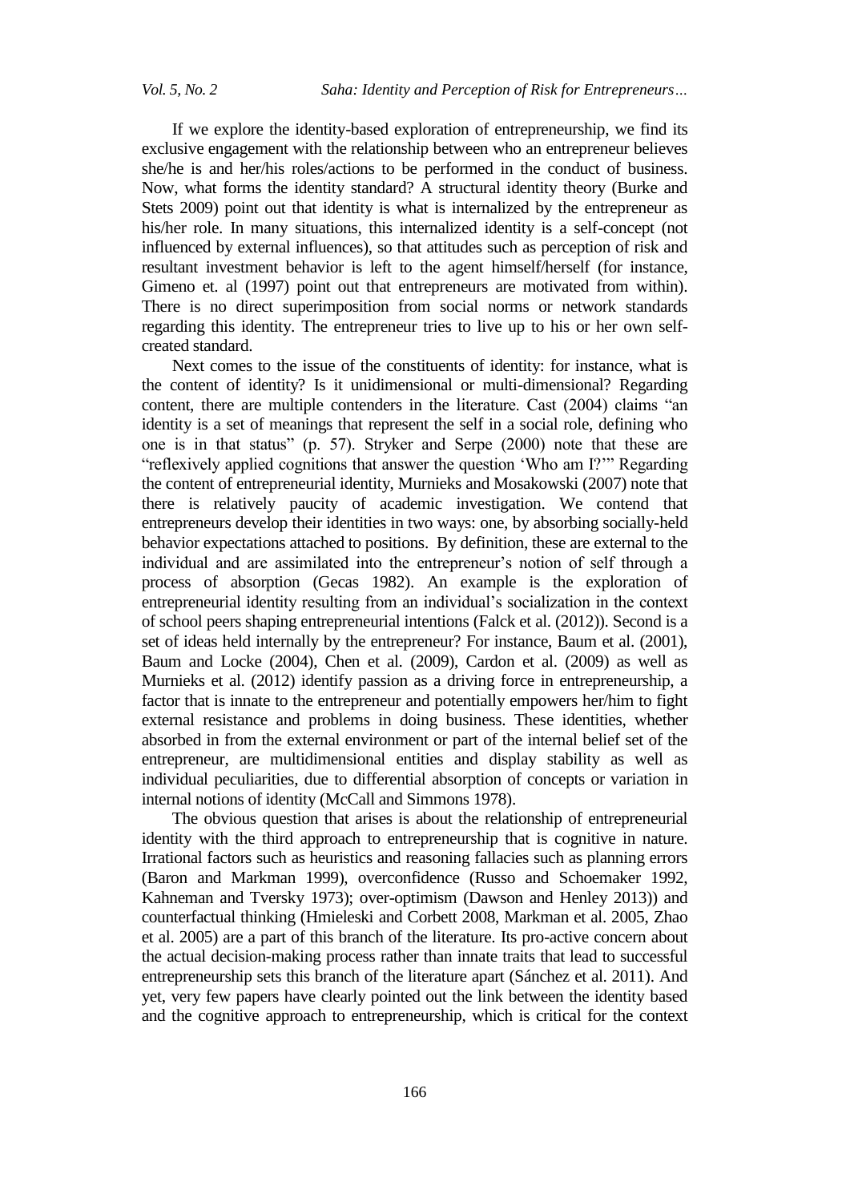If we explore the identity-based exploration of entrepreneurship, we find its exclusive engagement with the relationship between who an entrepreneur believes she/he is and her/his roles/actions to be performed in the conduct of business. Now, what forms the identity standard? A structural identity theory (Burke and Stets 2009) point out that identity is what is internalized by the entrepreneur as his/her role. In many situations, this internalized identity is a self-concept (not influenced by external influences), so that attitudes such as perception of risk and resultant investment behavior is left to the agent himself/herself (for instance, Gimeno et. al (1997) point out that entrepreneurs are motivated from within). There is no direct superimposition from social norms or network standards regarding this identity. The entrepreneur tries to live up to his or her own self-created standard.

Next comes to the issue of the constituents of identity: for instance, what is the content of identity? Is it unidimensional or multi-dimensional? Regarding content, there are multiple contenders in the literature. Cast (2004) claims "an identity is a set of meanings that represent the self in a social role, defining who one is in that status" (p. 57). Stryker and Serpe (2000) note that these are "reflexively applied cognitions that answer the question 'Who am I?'" Regarding the content of entrepreneurial identity, Murnieks and Mosakowski (2007) note that there is relatively paucity of academic investigation. We contend that entrepreneurs develop their identities in two ways: one, by absorbing socially-held behavior expectations attached to positions. By definition, these are external to the individual and are assimilated into the entrepreneur's notion of self through a process of absorption (Gecas 1982). An example is the exploration of entrepreneurial identity resulting from an individual's socialization in the context of school peers shaping entrepreneurial intentions (Falck et al. (2012)). Second is a set of ideas held internally by the entrepreneur? For instance, Baum et al. (2001), Baum and Locke (2004), Chen et al. (2009), Cardon et al. (2009) as well as Murnieks et al. (2012) identify passion as a driving force in entrepreneurship, a factor that is innate to the entrepreneur and potentially empowers her/him to fight external resistance and problems in doing business. These identities, whether absorbed in from the external environment or part of the internal belief set of the entrepreneur, are multidimensional entities and display stability as well as individual peculiarities, due to differential absorption of concepts or variation in internal notions of identity (McCall and Simmons 1978).

The obvious question that arises is about the relationship of entrepreneurial identity with the third approach to entrepreneurship that is cognitive in nature. Irrational factors such as heuristics and reasoning fallacies such as planning errors (Baron and Markman 1999), overconfidence (Russo and Schoemaker 1992, Kahneman and Tversky 1973); over-optimism (Dawson and Henley 2013)) and counterfactual thinking (Hmieleski and Corbett 2008, Markman et al. 2005, Zhao et al. 2005) are a part of this branch of the literature. Its pro-active concern about the actual decision-making process rather than innate traits that lead to successful entrepreneurship sets this branch of the literature apart (Sánchez et al. 2011). And yet, very few papers have clearly pointed out the link between the identity based and the cognitive approach to entrepreneurship, which is critical for the context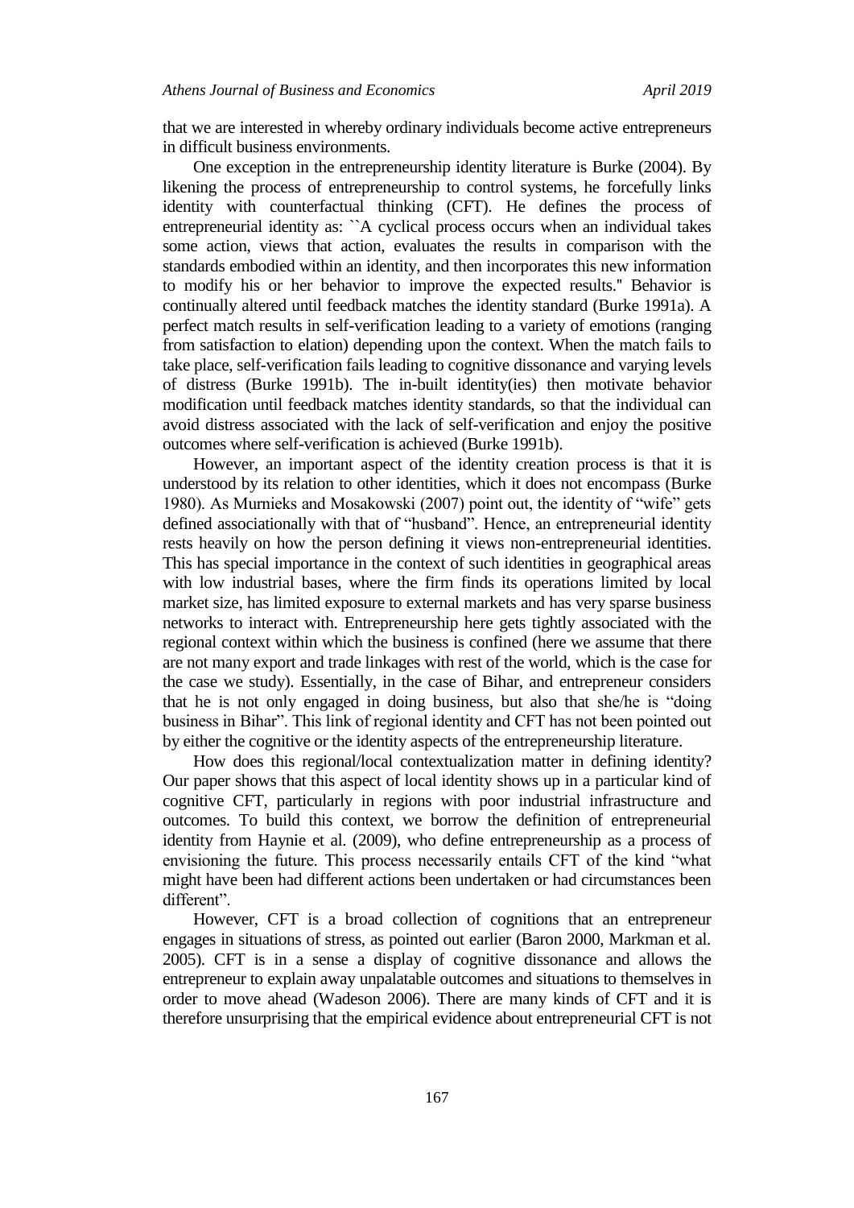that we are interested in whereby ordinary individuals become active entrepreneurs in difficult business environments.

One exception in the entrepreneurship identity literature is Burke (2004). By likening the process of entrepreneurship to control systems, he forcefully links identity with counterfactual thinking (CFT). He defines the process of entrepreneurial identity as: ``A cyclical process occurs when an individual takes some action, views that action, evaluates the results in comparison with the standards embodied within an identity, and then incorporates this new information to modify his or her behavior to improve the expected results." Behavior is continually altered until feedback matches the identity standard (Burke 1991a). A perfect match results in self-verification leading to a variety of emotions (ranging from satisfaction to elation) depending upon the context. When the match fails to take place, self-verification fails leading to cognitive dissonance and varying levels of distress (Burke 1991b). The in-built identity(ies) then motivate behavior modification until feedback matches identity standards, so that the individual can avoid distress associated with the lack of self-verification and enjoy the positive outcomes where self-verification is achieved (Burke 1991b).

However, an important aspect of the identity creation process is that it is understood by its relation to other identities, which it does not encompass (Burke 1980). As Murnieks and Mosakowski (2007) point out, the identity of "wife" gets defined associationally with that of "husband". Hence, an entrepreneurial identity rests heavily on how the person defining it views non-entrepreneurial identities. This has special importance in the context of such identities in geographical areas with low industrial bases, where the firm finds its operations limited by local market size, has limited exposure to external markets and has very sparse business networks to interact with. Entrepreneurship here gets tightly associated with the regional context within which the business is confined (here we assume that there are not many export and trade linkages with rest of the world, which is the case for the case we study). Essentially, in the case of Bihar, and entrepreneur considers that he is not only engaged in doing business, but also that she/he is "doing business in Bihar". This link of regional identity and CFT has not been pointed out by either the cognitive or the identity aspects of the entrepreneurship literature.

How does this regional/local contextualization matter in defining identity? Our paper shows that this aspect of local identity shows up in a particular kind of cognitive CFT, particularly in regions with poor industrial infrastructure and outcomes. To build this context, we borrow the definition of entrepreneurial identity from Haynie et al. (2009), who define entrepreneurship as a process of envisioning the future. This process necessarily entails CFT of the kind "what might have been had different actions been undertaken or had circumstances been different".

However, CFT is a broad collection of cognitions that an entrepreneur engages in situations of stress, as pointed out earlier (Baron 2000, Markman et al. 2005). CFT is in a sense a display of cognitive dissonance and allows the entrepreneur to explain away unpalatable outcomes and situations to themselves in order to move ahead (Wadeson 2006). There are many kinds of CFT and it is therefore unsurprising that the empirical evidence about entrepreneurial CFT is not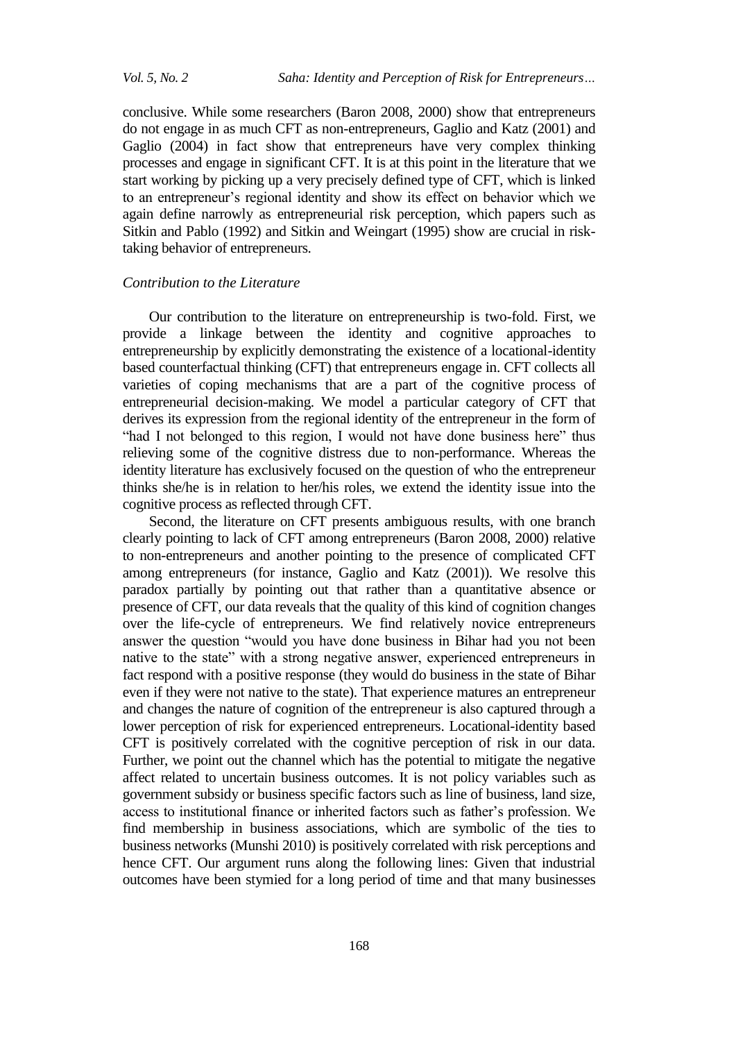conclusive. While some researchers (Baron 2008, 2000) show that entrepreneurs do not engage in as much CFT as non-entrepreneurs, Gaglio and Katz (2001) and Gaglio (2004) in fact show that entrepreneurs have very complex thinking processes and engage in significant CFT. It is at this point in the literature that we start working by picking up a very precisely defined type of CFT, which is linked to an entrepreneur's regional identity and show its effect on behavior which we again define narrowly as entrepreneurial risk perception, which papers such as Sitkin and Pablo (1992) and Sitkin and Weingart (1995) show are crucial in risk-taking behavior of entrepreneurs.

### *Contribution to the Literature*

Our contribution to the literature on entrepreneurship is two-fold. First, we provide a linkage between the identity and cognitive approaches to entrepreneurship by explicitly demonstrating the existence of a locational-identity based counterfactual thinking (CFT) that entrepreneurs engage in. CFT collects all varieties of coping mechanisms that are a part of the cognitive process of entrepreneurial decision-making. We model a particular category of CFT that derives its expression from the regional identity of the entrepreneur in the form of "had I not belonged to this region, I would not have done business here" thus relieving some of the cognitive distress due to non-performance. Whereas the identity literature has exclusively focused on the question of who the entrepreneur thinks she/he is in relation to her/his roles, we extend the identity issue into the cognitive process as reflected through CFT.

Second, the literature on CFT presents ambiguous results, with one branch clearly pointing to lack of CFT among entrepreneurs (Baron 2008, 2000) relative to non-entrepreneurs and another pointing to the presence of complicated CFT among entrepreneurs (for instance, Gaglio and Katz (2001)). We resolve this paradox partially by pointing out that rather than a quantitative absence or presence of CFT, our data reveals that the quality of this kind of cognition changes over the life-cycle of entrepreneurs. We find relatively novice entrepreneurs answer the question "would you have done business in Bihar had you not been native to the state" with a strong negative answer, experienced entrepreneurs in fact respond with a positive response (they would do business in the state of Bihar even if they were not native to the state). That experience matures an entrepreneur and changes the nature of cognition of the entrepreneur is also captured through a lower perception of risk for experienced entrepreneurs. Locational-identity based CFT is positively correlated with the cognitive perception of risk in our data. Further, we point out the channel which has the potential to mitigate the negative affect related to uncertain business outcomes. It is not policy variables such as government subsidy or business specific factors such as line of business, land size, access to institutional finance or inherited factors such as father's profession. We find membership in business associations, which are symbolic of the ties to business networks (Munshi 2010) is positively correlated with risk perceptions and hence CFT. Our argument runs along the following lines: Given that industrial outcomes have been stymied for a long period of time and that many businesses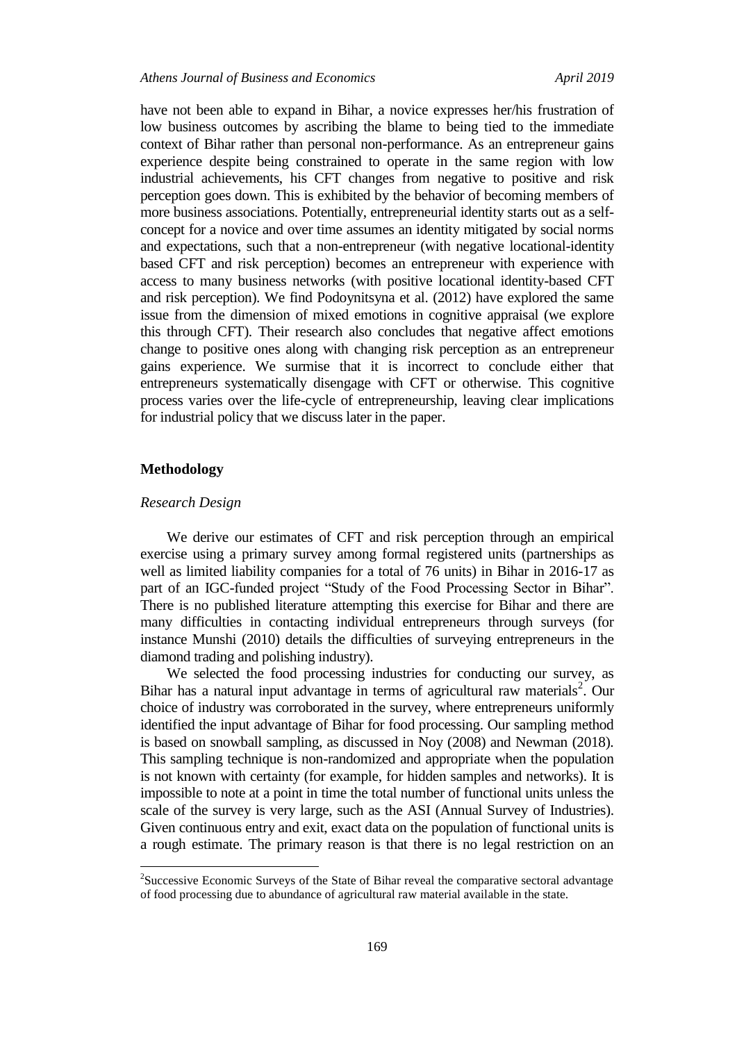have not been able to expand in Bihar, a novice expresses her/his frustration of low business outcomes by ascribing the blame to being tied to the immediate context of Bihar rather than personal non-performance. As an entrepreneur gains experience despite being constrained to operate in the same region with low industrial achievements, his CFT changes from negative to positive and risk perception goes down. This is exhibited by the behavior of becoming members of more business associations. Potentially, entrepreneurial identity starts out as a self-concept for a novice and over time assumes an identity mitigated by social norms and expectations, such that a non-entrepreneur (with negative locational-identity based CFT and risk perception) becomes an entrepreneur with experience with access to many business networks (with positive locational identity-based CFT and risk perception). We find Podoynitsyna et al. (2012) have explored the same issue from the dimension of mixed emotions in cognitive appraisal (we explore this through CFT). Their research also concludes that negative affect emotions change to positive ones along with changing risk perception as an entrepreneur gains experience. We surmise that it is incorrect to conclude either that entrepreneurs systematically disengage with CFT or otherwise. This cognitive process varies over the life-cycle of entrepreneurship, leaving clear implications for industrial policy that we discuss later in the paper.

## Methodology

### *Research Design*

We derive our estimates of CFT and risk perception through an empirical exercise using a primary survey among formal registered units (partnerships as well as limited liability companies for a total of 76 units) in Bihar in 2016-17 as part of an IGC-funded project "Study of the Food Processing Sector in Bihar". There is no published literature attempting this exercise for Bihar and there are many difficulties in contacting individual entrepreneurs through surveys (for instance Munshi (2010) details the difficulties of surveying entrepreneurs in the diamond trading and polishing industry).

We selected the food processing industries for conducting our survey, as Bihar has a natural input advantage in terms of agricultural raw materials[2]. Our choice of industry was corroborated in the survey, where entrepreneurs uniformly identified the input advantage of Bihar for food processing. Our sampling method is based on snowball sampling, as discussed in Noy (2008) and Newman (2018). This sampling technique is non-randomized and appropriate when the population is not known with certainty (for example, for hidden samples and networks). It is impossible to note at a point in time the total number of functional units unless the scale of the survey is very large, such as the ASI (Annual Survey of Industries). Given continuous entry and exit, exact data on the population of functional units is a rough estimate. The primary reason is that there is no legal restriction on an

[2]Successive Economic Surveys of the State of Bihar reveal the comparative sectoral advantage of food processing due to abundance of agricultural raw material available in the state.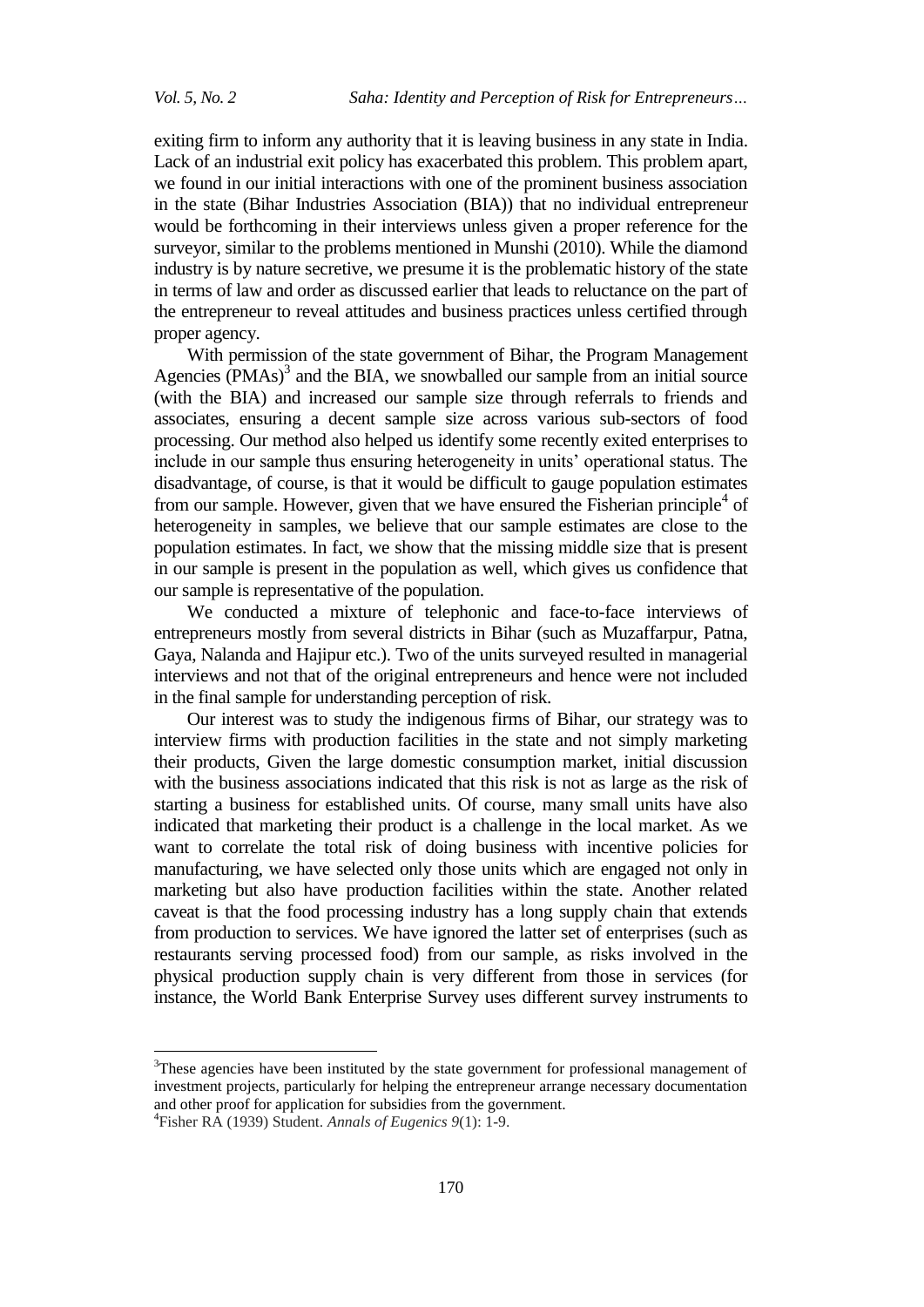exiting firm to inform any authority that it is leaving business in any state in India. Lack of an industrial exit policy has exacerbated this problem. This problem apart, we found in our initial interactions with one of the prominent business association in the state (Bihar Industries Association (BIA)) that no individual entrepreneur would be forthcoming in their interviews unless given a proper reference for the surveyor, similar to the problems mentioned in Munshi (2010). While the diamond industry is by nature secretive, we presume it is the problematic history of the state in terms of law and order as discussed earlier that leads to reluctance on the part of the entrepreneur to reveal attitudes and business practices unless certified through proper agency.

With permission of the state government of Bihar, the Program Management Agencies (PMAs)[3] and the BIA, we snowballed our sample from an initial source (with the BIA) and increased our sample size through referrals to friends and associates, ensuring a decent sample size across various sub-sectors of food processing. Our method also helped us identify some recently exited enterprises to include in our sample thus ensuring heterogeneity in units' operational status. The disadvantage, of course, is that it would be difficult to gauge population estimates from our sample. However, given that we have ensured the Fisherian principle[4] of heterogeneity in samples, we believe that our sample estimates are close to the population estimates. In fact, we show that the missing middle size that is present in our sample is present in the population as well, which gives us confidence that our sample is representative of the population.

We conducted a mixture of telephonic and face-to-face interviews of entrepreneurs mostly from several districts in Bihar (such as Muzaffarpur, Patna, Gaya, Nalanda and Hajipur etc.). Two of the units surveyed resulted in managerial interviews and not that of the original entrepreneurs and hence were not included in the final sample for understanding perception of risk.

Our interest was to study the indigenous firms of Bihar, our strategy was to interview firms with production facilities in the state and not simply marketing their products, Given the large domestic consumption market, initial discussion with the business associations indicated that this risk is not as large as the risk of starting a business for established units. Of course, many small units have also indicated that marketing their product is a challenge in the local market. As we want to correlate the total risk of doing business with incentive policies for manufacturing, we have selected only those units which are engaged not only in marketing but also have production facilities within the state. Another related caveat is that the food processing industry has a long supply chain that extends from production to services. We have ignored the latter set of enterprises (such as restaurants serving processed food) from our sample, as risks involved in the physical production supply chain is very different from those in services (for instance, the World Bank Enterprise Survey uses different survey instruments to

---

[3]These agencies have been instituted by the state government for professional management of investment projects, particularly for helping the entrepreneur arrange necessary documentation and other proof for application for subsidies from the government.

[4]Fisher RA (1939) Student. *Annals of Eugenics 9*(1): 1-9.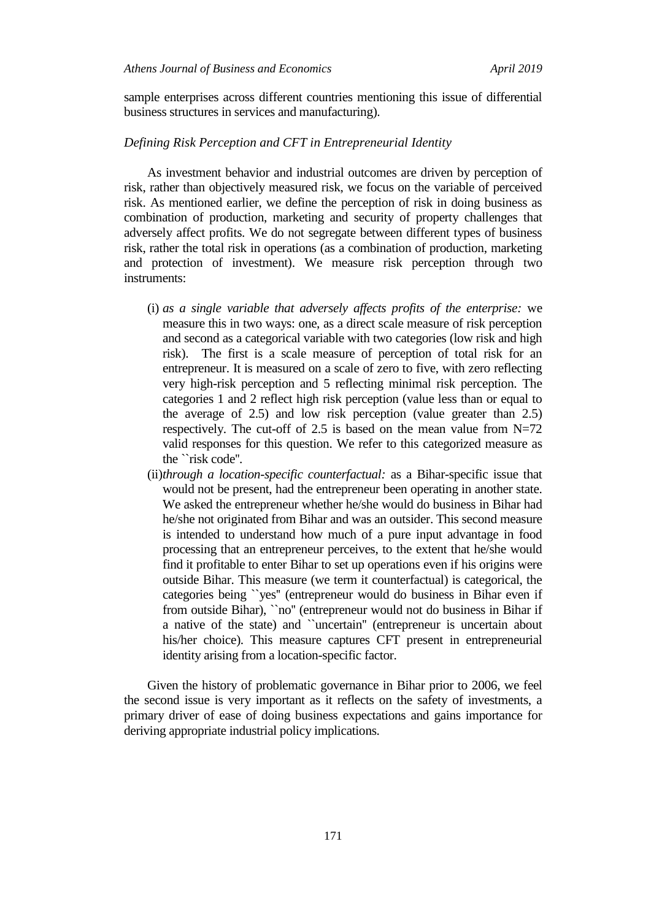sample enterprises across different countries mentioning this issue of differential business structures in services and manufacturing).

### *Defining Risk Perception and CFT in Entrepreneurial Identity*

As investment behavior and industrial outcomes are driven by perception of risk, rather than objectively measured risk, we focus on the variable of perceived risk. As mentioned earlier, we define the perception of risk in doing business as combination of production, marketing and security of property challenges that adversely affect profits. We do not segregate between different types of business risk, rather the total risk in operations (as a combination of production, marketing and protection of investment). We measure risk perception through two instruments:

(i) *as a single variable that adversely affects profits of the enterprise:* we measure this in two ways: one, as a direct scale measure of risk perception and second as a categorical variable with two categories (low risk and high risk). The first is a scale measure of perception of total risk for an entrepreneur. It is measured on a scale of zero to five, with zero reflecting very high-risk perception and 5 reflecting minimal risk perception. The categories 1 and 2 reflect high risk perception (value less than or equal to the average of 2.5) and low risk perception (value greater than 2.5) respectively. The cut-off of 2.5 is based on the mean value from N=72 valid responses for this question. We refer to this categorized measure as the ``risk code''.

(ii) *through a location-specific counterfactual:* as a Bihar-specific issue that would not be present, had the entrepreneur been operating in another state. We asked the entrepreneur whether he/she would do business in Bihar had he/she not originated from Bihar and was an outsider. This second measure is intended to understand how much of a pure input advantage in food processing that an entrepreneur perceives, to the extent that he/she would find it profitable to enter Bihar to set up operations even if his origins were outside Bihar. This measure (we term it counterfactual) is categorical, the categories being ``yes'' (entrepreneur would do business in Bihar even if from outside Bihar), ``no'' (entrepreneur would not do business in Bihar if a native of the state) and ``uncertain'' (entrepreneur is uncertain about his/her choice). This measure captures CFT present in entrepreneurial identity arising from a location-specific factor.

Given the history of problematic governance in Bihar prior to 2006, we feel the second issue is very important as it reflects on the safety of investments, a primary driver of ease of doing business expectations and gains importance for deriving appropriate industrial policy implications.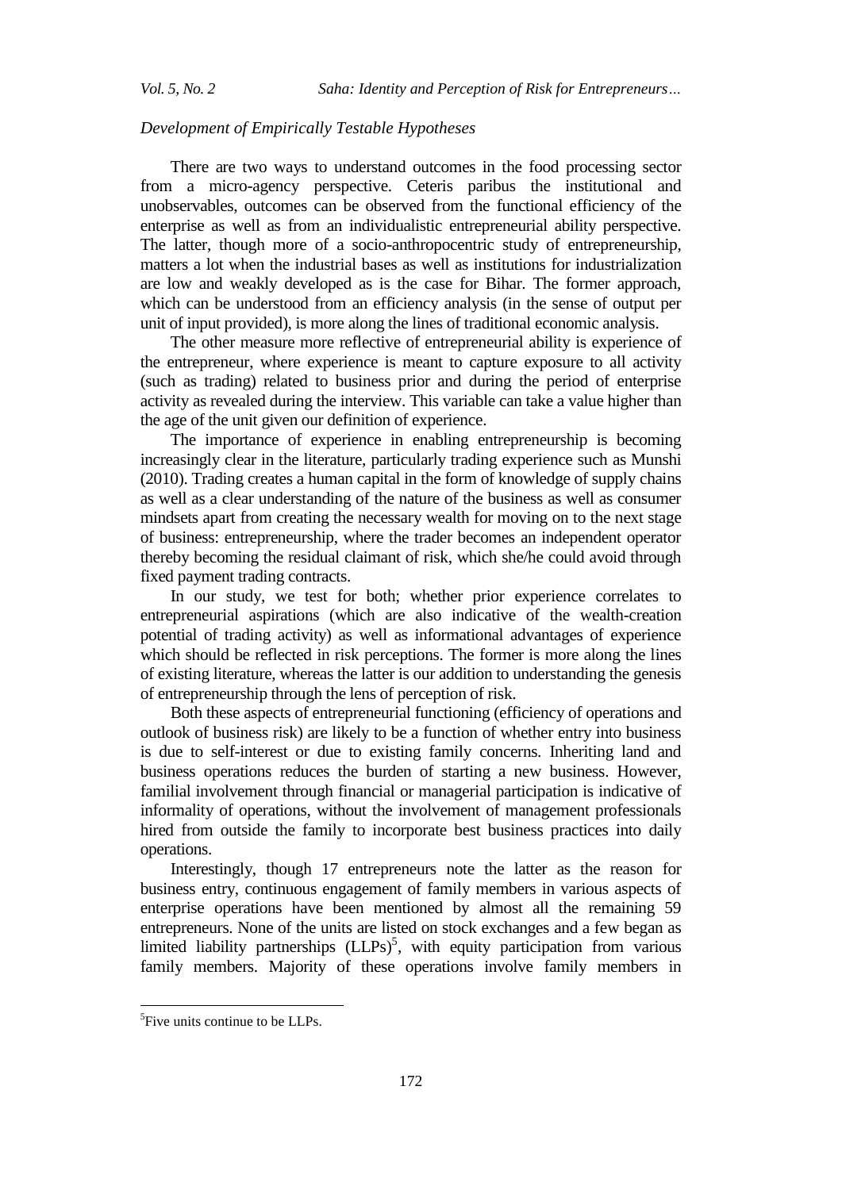*Development of Empirically Testable Hypotheses*

There are two ways to understand outcomes in the food processing sector from a micro-agency perspective. Ceteris paribus the institutional and unobservables, outcomes can be observed from the functional efficiency of the enterprise as well as from an individualistic entrepreneurial ability perspective. The latter, though more of a socio-anthropocentric study of entrepreneurship, matters a lot when the industrial bases as well as institutions for industrialization are low and weakly developed as is the case for Bihar. The former approach, which can be understood from an efficiency analysis (in the sense of output per unit of input provided), is more along the lines of traditional economic analysis.

The other measure more reflective of entrepreneurial ability is experience of the entrepreneur, where experience is meant to capture exposure to all activity (such as trading) related to business prior and during the period of enterprise activity as revealed during the interview. This variable can take a value higher than the age of the unit given our definition of experience.

The importance of experience in enabling entrepreneurship is becoming increasingly clear in the literature, particularly trading experience such as Munshi (2010). Trading creates a human capital in the form of knowledge of supply chains as well as a clear understanding of the nature of the business as well as consumer mindsets apart from creating the necessary wealth for moving on to the next stage of business: entrepreneurship, where the trader becomes an independent operator thereby becoming the residual claimant of risk, which she/he could avoid through fixed payment trading contracts.

In our study, we test for both; whether prior experience correlates to entrepreneurial aspirations (which are also indicative of the wealth-creation potential of trading activity) as well as informational advantages of experience which should be reflected in risk perceptions. The former is more along the lines of existing literature, whereas the latter is our addition to understanding the genesis of entrepreneurship through the lens of perception of risk.

Both these aspects of entrepreneurial functioning (efficiency of operations and outlook of business risk) are likely to be a function of whether entry into business is due to self-interest or due to existing family concerns. Inheriting land and business operations reduces the burden of starting a new business. However, familial involvement through financial or managerial participation is indicative of informality of operations, without the involvement of management professionals hired from outside the family to incorporate best business practices into daily operations.

Interestingly, though 17 entrepreneurs note the latter as the reason for business entry, continuous engagement of family members in various aspects of enterprise operations have been mentioned by almost all the remaining 59 entrepreneurs. None of the units are listed on stock exchanges and a few began as limited liability partnerships (LLPs)[5], with equity participation from various family members. Majority of these operations involve family members in

[5] Five units continue to be LLPs.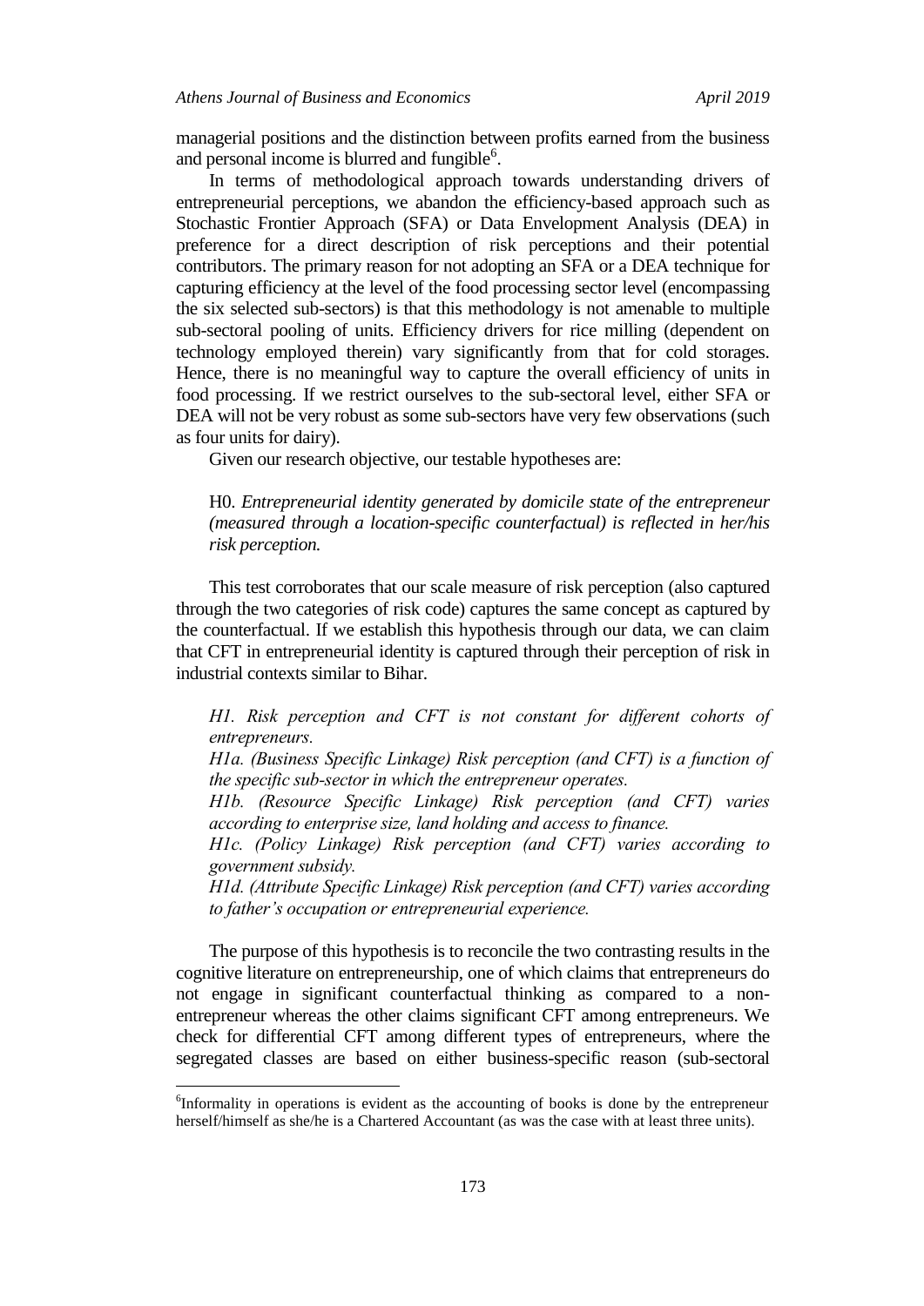managerial positions and the distinction between profits earned from the business and personal income is blurred and fungible[6].

In terms of methodological approach towards understanding drivers of entrepreneurial perceptions, we abandon the efficiency-based approach such as Stochastic Frontier Approach (SFA) or Data Envelopment Analysis (DEA) in preference for a direct description of risk perceptions and their potential contributors. The primary reason for not adopting an SFA or a DEA technique for capturing efficiency at the level of the food processing sector level (encompassing the six selected sub-sectors) is that this methodology is not amenable to multiple sub-sectoral pooling of units. Efficiency drivers for rice milling (dependent on technology employed therein) vary significantly from that for cold storages. Hence, there is no meaningful way to capture the overall efficiency of units in food processing. If we restrict ourselves to the sub-sectoral level, either SFA or DEA will not be very robust as some sub-sectors have very few observations (such as four units for dairy).

Given our research objective, our testable hypotheses are:

> H0. *Entrepreneurial identity generated by domicile state of the entrepreneur (measured through a location-specific counterfactual) is reflected in her/his risk perception.*

This test corroborates that our scale measure of risk perception (also captured through the two categories of risk code) captures the same concept as captured by the counterfactual. If we establish this hypothesis through our data, we can claim that CFT in entrepreneurial identity is captured through their perception of risk in industrial contexts similar to Bihar.

> *H1. Risk perception and CFT is not constant for different cohorts of entrepreneurs.*
> *H1a. (Business Specific Linkage) Risk perception (and CFT) is a function of the specific sub-sector in which the entrepreneur operates.*
> *H1b. (Resource Specific Linkage) Risk perception (and CFT) varies according to enterprise size, land holding and access to finance.*
> *H1c. (Policy Linkage) Risk perception (and CFT) varies according to government subsidy.*
> *H1d. (Attribute Specific Linkage) Risk perception (and CFT) varies according to father's occupation or entrepreneurial experience.*

The purpose of this hypothesis is to reconcile the two contrasting results in the cognitive literature on entrepreneurship, one of which claims that entrepreneurs do not engage in significant counterfactual thinking as compared to a non-entrepreneur whereas the other claims significant CFT among entrepreneurs. We check for differential CFT among different types of entrepreneurs, where the segregated classes are based on either business-specific reason (sub-sectoral

---

[6]Informality in operations is evident as the accounting of books is done by the entrepreneur herself/himself as she/he is a Chartered Accountant (as was the case with at least three units).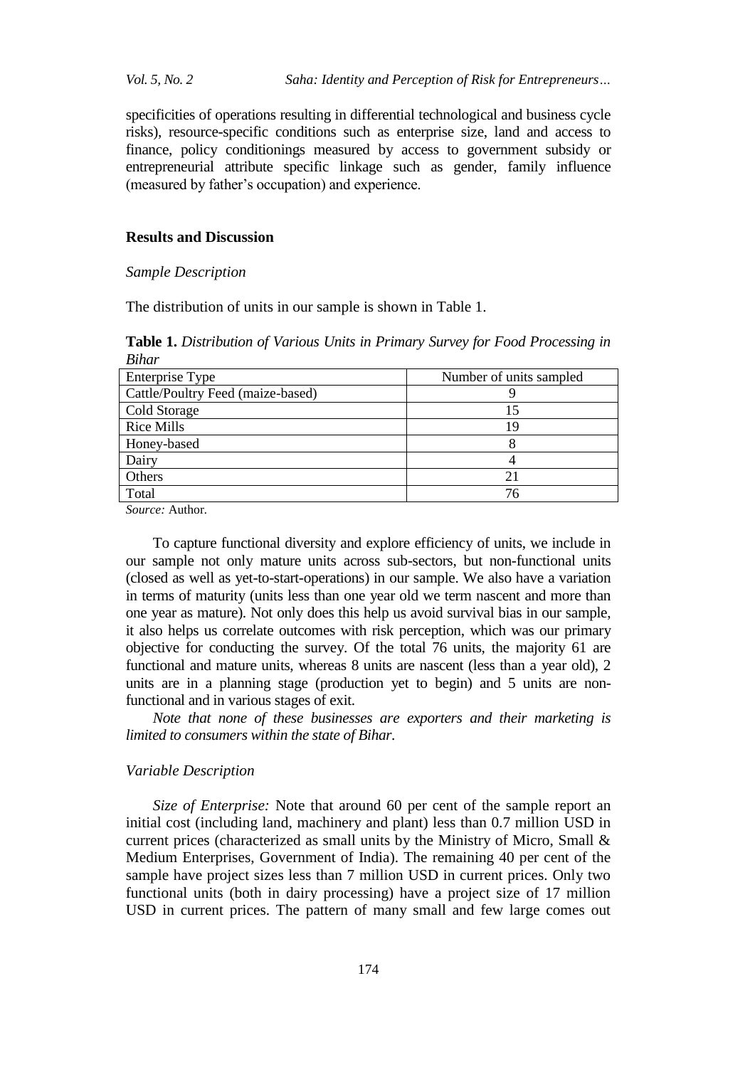specificities of operations resulting in differential technological and business cycle risks), resource-specific conditions such as enterprise size, land and access to finance, policy conditionings measured by access to government subsidy or entrepreneurial attribute specific linkage such as gender, family influence (measured by father's occupation) and experience.

## Results and Discussion

### *Sample Description*

The distribution of units in our sample is shown in Table 1.

**Table 1.** *Distribution of Various Units in Primary Survey for Food Processing in Bihar*

| Enterprise Type | Number of units sampled |
|---|---|
| Cattle/Poultry Feed (maize-based) | 9 |
| Cold Storage | 15 |
| Rice Mills | 19 |
| Honey-based | 8 |
| Dairy | 4 |
| Others | 21 |
| Total | 76 |

*Source:* Author.

To capture functional diversity and explore efficiency of units, we include in our sample not only mature units across sub-sectors, but non-functional units (closed as well as yet-to-start-operations) in our sample. We also have a variation in terms of maturity (units less than one year old we term nascent and more than one year as mature). Not only does this help us avoid survival bias in our sample, it also helps us correlate outcomes with risk perception, which was our primary objective for conducting the survey. Of the total 76 units, the majority 61 are functional and mature units, whereas 8 units are nascent (less than a year old), 2 units are in a planning stage (production yet to begin) and 5 units are non-functional and in various stages of exit.

*Note that none of these businesses are exporters and their marketing is limited to consumers within the state of Bihar.*

### *Variable Description*

*Size of Enterprise:* Note that around 60 per cent of the sample report an initial cost (including land, machinery and plant) less than 0.7 million USD in current prices (characterized as small units by the Ministry of Micro, Small & Medium Enterprises, Government of India). The remaining 40 per cent of the sample have project sizes less than 7 million USD in current prices. Only two functional units (both in dairy processing) have a project size of 17 million USD in current prices. The pattern of many small and few large comes out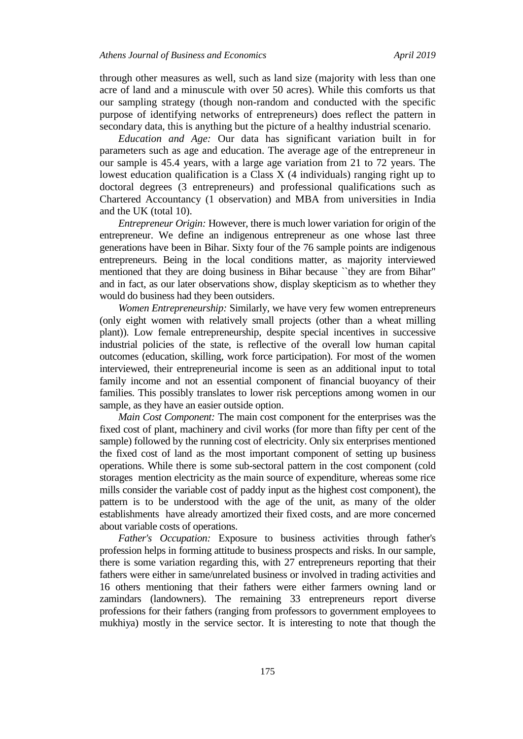through other measures as well, such as land size (majority with less than one acre of land and a minuscule with over 50 acres). While this comforts us that our sampling strategy (though non-random and conducted with the specific purpose of identifying networks of entrepreneurs) does reflect the pattern in secondary data, this is anything but the picture of a healthy industrial scenario.

*Education and Age:* Our data has significant variation built in for parameters such as age and education. The average age of the entrepreneur in our sample is 45.4 years, with a large age variation from 21 to 72 years. The lowest education qualification is a Class X (4 individuals) ranging right up to doctoral degrees (3 entrepreneurs) and professional qualifications such as Chartered Accountancy (1 observation) and MBA from universities in India and the UK (total 10).

*Entrepreneur Origin:* However, there is much lower variation for origin of the entrepreneur. We define an indigenous entrepreneur as one whose last three generations have been in Bihar. Sixty four of the 76 sample points are indigenous entrepreneurs. Being in the local conditions matter, as majority interviewed mentioned that they are doing business in Bihar because ``they are from Bihar'' and in fact, as our later observations show, display skepticism as to whether they would do business had they been outsiders.

*Women Entrepreneurship:* Similarly, we have very few women entrepreneurs (only eight women with relatively small projects (other than a wheat milling plant)). Low female entrepreneurship, despite special incentives in successive industrial policies of the state, is reflective of the overall low human capital outcomes (education, skilling, work force participation). For most of the women interviewed, their entrepreneurial income is seen as an additional input to total family income and not an essential component of financial buoyancy of their families. This possibly translates to lower risk perceptions among women in our sample, as they have an easier outside option.

*Main Cost Component:* The main cost component for the enterprises was the fixed cost of plant, machinery and civil works (for more than fifty per cent of the sample) followed by the running cost of electricity. Only six enterprises mentioned the fixed cost of land as the most important component of setting up business operations. While there is some sub-sectoral pattern in the cost component (cold storages mention electricity as the main source of expenditure, whereas some rice mills consider the variable cost of paddy input as the highest cost component), the pattern is to be understood with the age of the unit, as many of the older establishments have already amortized their fixed costs, and are more concerned about variable costs of operations.

*Father's Occupation:* Exposure to business activities through father's profession helps in forming attitude to business prospects and risks. In our sample, there is some variation regarding this, with 27 entrepreneurs reporting that their fathers were either in same/unrelated business or involved in trading activities and 16 others mentioning that their fathers were either farmers owning land or zamindars (landowners). The remaining 33 entrepreneurs report diverse professions for their fathers (ranging from professors to government employees to mukhiya) mostly in the service sector. It is interesting to note that though the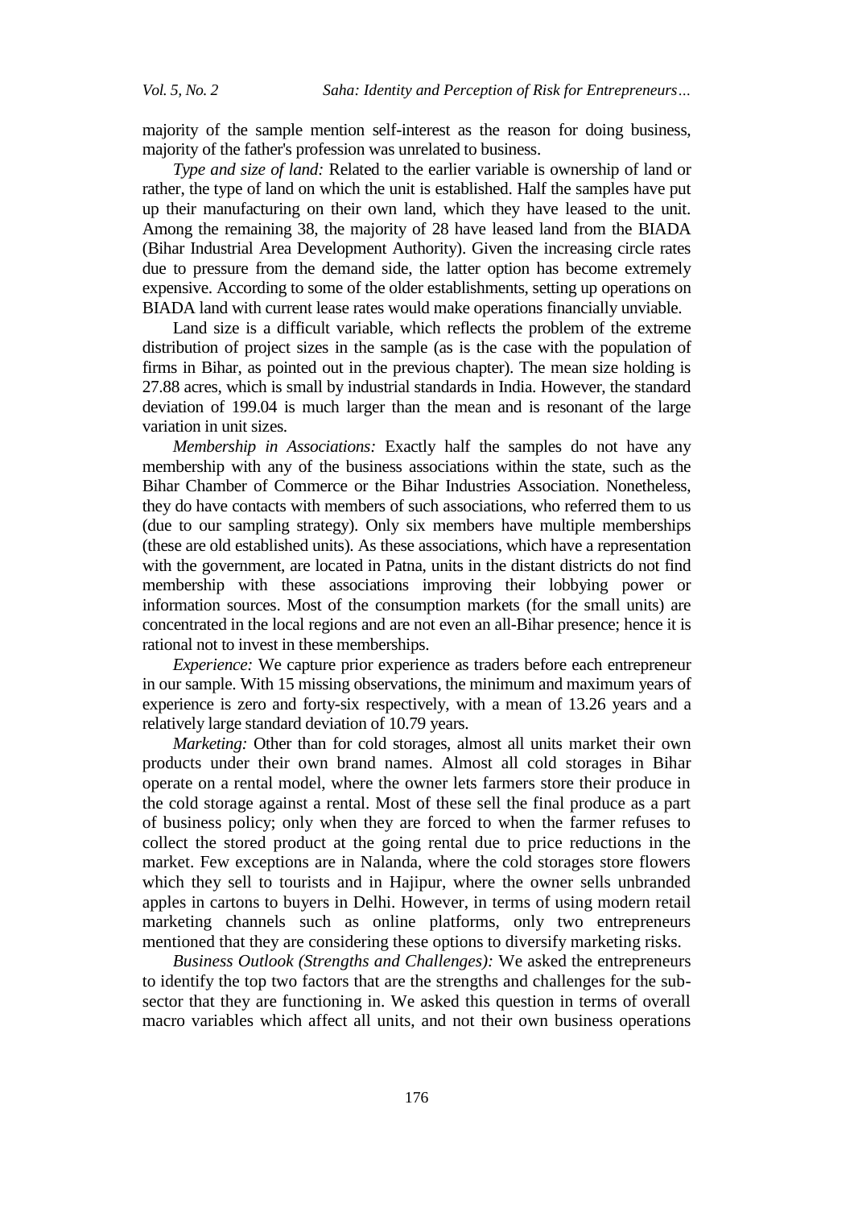majority of the sample mention self-interest as the reason for doing business, majority of the father's profession was unrelated to business.

*Type and size of land:* Related to the earlier variable is ownership of land or rather, the type of land on which the unit is established. Half the samples have put up their manufacturing on their own land, which they have leased to the unit. Among the remaining 38, the majority of 28 have leased land from the BIADA (Bihar Industrial Area Development Authority). Given the increasing circle rates due to pressure from the demand side, the latter option has become extremely expensive. According to some of the older establishments, setting up operations on BIADA land with current lease rates would make operations financially unviable.

Land size is a difficult variable, which reflects the problem of the extreme distribution of project sizes in the sample (as is the case with the population of firms in Bihar, as pointed out in the previous chapter). The mean size holding is 27.88 acres, which is small by industrial standards in India. However, the standard deviation of 199.04 is much larger than the mean and is resonant of the large variation in unit sizes.

*Membership in Associations:* Exactly half the samples do not have any membership with any of the business associations within the state, such as the Bihar Chamber of Commerce or the Bihar Industries Association. Nonetheless, they do have contacts with members of such associations, who referred them to us (due to our sampling strategy). Only six members have multiple memberships (these are old established units). As these associations, which have a representation with the government, are located in Patna, units in the distant districts do not find membership with these associations improving their lobbying power or information sources. Most of the consumption markets (for the small units) are concentrated in the local regions and are not even an all-Bihar presence; hence it is rational not to invest in these memberships.

*Experience:* We capture prior experience as traders before each entrepreneur in our sample. With 15 missing observations, the minimum and maximum years of experience is zero and forty-six respectively, with a mean of 13.26 years and a relatively large standard deviation of 10.79 years.

*Marketing:* Other than for cold storages, almost all units market their own products under their own brand names. Almost all cold storages in Bihar operate on a rental model, where the owner lets farmers store their produce in the cold storage against a rental. Most of these sell the final produce as a part of business policy; only when they are forced to when the farmer refuses to collect the stored product at the going rental due to price reductions in the market. Few exceptions are in Nalanda, where the cold storages store flowers which they sell to tourists and in Hajipur, where the owner sells unbranded apples in cartons to buyers in Delhi. However, in terms of using modern retail marketing channels such as online platforms, only two entrepreneurs mentioned that they are considering these options to diversify marketing risks.

*Business Outlook (Strengths and Challenges):* We asked the entrepreneurs to identify the top two factors that are the strengths and challenges for the sub-sector that they are functioning in. We asked this question in terms of overall macro variables which affect all units, and not their own business operations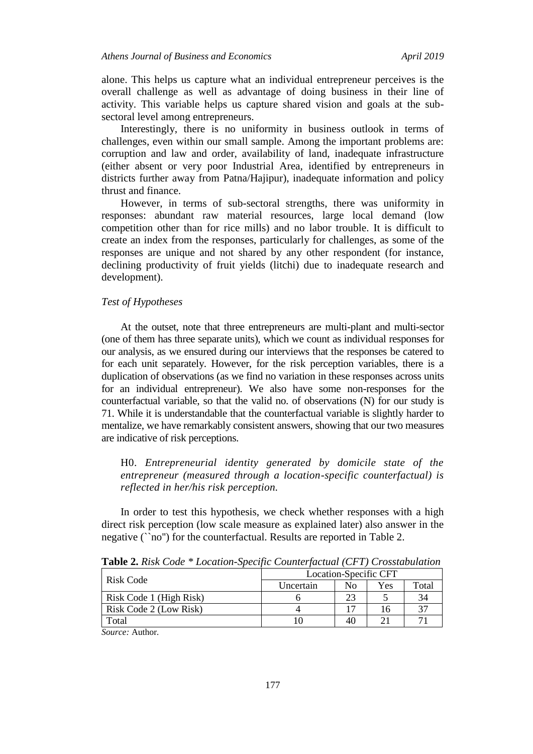alone. This helps us capture what an individual entrepreneur perceives is the overall challenge as well as advantage of doing business in their line of activity. This variable helps us capture shared vision and goals at the sub-sectoral level among entrepreneurs.

Interestingly, there is no uniformity in business outlook in terms of challenges, even within our small sample. Among the important problems are: corruption and law and order, availability of land, inadequate infrastructure (either absent or very poor Industrial Area, identified by entrepreneurs in districts further away from Patna/Hajipur), inadequate information and policy thrust and finance.

However, in terms of sub-sectoral strengths, there was uniformity in responses: abundant raw material resources, large local demand (low competition other than for rice mills) and no labor trouble. It is difficult to create an index from the responses, particularly for challenges, as some of the responses are unique and not shared by any other respondent (for instance, declining productivity of fruit yields (litchi) due to inadequate research and development).

*Test of Hypotheses*

At the outset, note that three entrepreneurs are multi-plant and multi-sector (one of them has three separate units), which we count as individual responses for our analysis, as we ensured during our interviews that the responses be catered to for each unit separately. However, for the risk perception variables, there is a duplication of observations (as we find no variation in these responses across units for an individual entrepreneur). We also have some non-responses for the counterfactual variable, so that the valid no. of observations (N) for our study is 71. While it is understandable that the counterfactual variable is slightly harder to mentalize, we have remarkably consistent answers, showing that our two measures are indicative of risk perceptions.

> H0. *Entrepreneurial identity generated by domicile state of the entrepreneur (measured through a location-specific counterfactual) is reflected in her/his risk perception.*

In order to test this hypothesis, we check whether responses with a high direct risk perception (low scale measure as explained later) also answer in the negative (``no'') for the counterfactual. Results are reported in Table 2.

**Table 2.** *Risk Code * Location-Specific Counterfactual (CFT) Crosstabulation*

| Risk Code | Location-Specific CFT | | | |
|---|---|---|---|---|
| | Uncertain | No | Yes | Total |
| Risk Code 1 (High Risk) | 6 | 23 | 5 | 34 |
| Risk Code 2 (Low Risk) | 4 | 17 | 16 | 37 |
| Total | 10 | 40 | 21 | 71 |

*Source:* Author.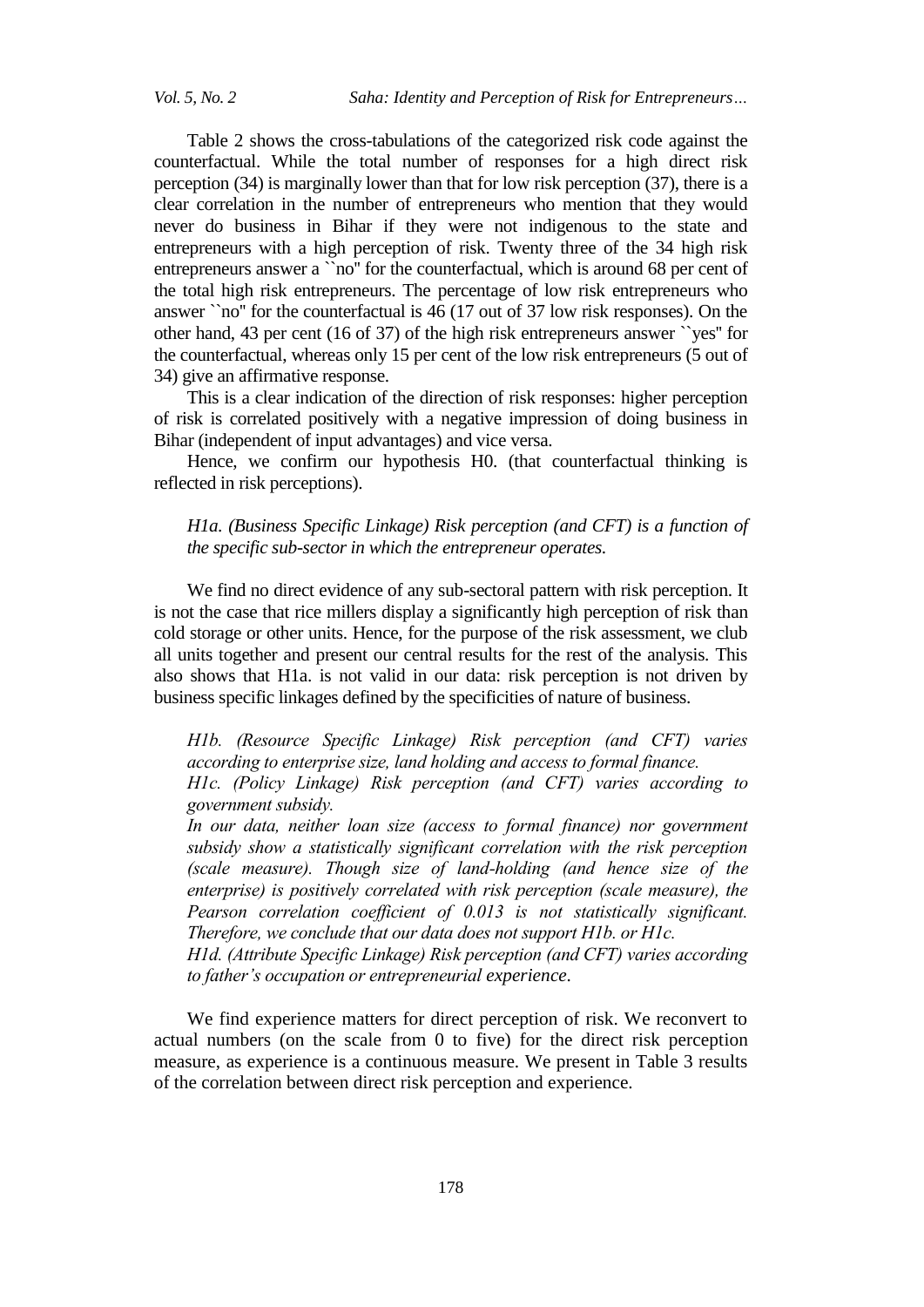Table 2 shows the cross-tabulations of the categorized risk code against the counterfactual. While the total number of responses for a high direct risk perception (34) is marginally lower than that for low risk perception (37), there is a clear correlation in the number of entrepreneurs who mention that they would never do business in Bihar if they were not indigenous to the state and entrepreneurs with a high perception of risk. Twenty three of the 34 high risk entrepreneurs answer a ``no'' for the counterfactual, which is around 68 per cent of the total high risk entrepreneurs. The percentage of low risk entrepreneurs who answer ``no'' for the counterfactual is 46 (17 out of 37 low risk responses). On the other hand, 43 per cent (16 of 37) of the high risk entrepreneurs answer ``yes'' for the counterfactual, whereas only 15 per cent of the low risk entrepreneurs (5 out of 34) give an affirmative response.

This is a clear indication of the direction of risk responses: higher perception of risk is correlated positively with a negative impression of doing business in Bihar (independent of input advantages) and vice versa.

Hence, we confirm our hypothesis H0. (that counterfactual thinking is reflected in risk perceptions).

*H1a. (Business Specific Linkage) Risk perception (and CFT) is a function of the specific sub-sector in which the entrepreneur operates.*

We find no direct evidence of any sub-sectoral pattern with risk perception. It is not the case that rice millers display a significantly high perception of risk than cold storage or other units. Hence, for the purpose of the risk assessment, we club all units together and present our central results for the rest of the analysis. This also shows that H1a. is not valid in our data: risk perception is not driven by business specific linkages defined by the specificities of nature of business.

*H1b. (Resource Specific Linkage) Risk perception (and CFT) varies according to enterprise size, land holding and access to formal finance.*

*H1c. (Policy Linkage) Risk perception (and CFT) varies according to government subsidy.*

*In our data, neither loan size (access to formal finance) nor government subsidy show a statistically significant correlation with the risk perception (scale measure). Though size of land-holding (and hence size of the enterprise) is positively correlated with risk perception (scale measure), the Pearson correlation coefficient of 0.013 is not statistically significant. Therefore, we conclude that our data does not support H1b. or H1c.*

*H1d. (Attribute Specific Linkage) Risk perception (and CFT) varies according to father's occupation or entrepreneurial experience.*

We find experience matters for direct perception of risk. We reconvert to actual numbers (on the scale from 0 to five) for the direct risk perception measure, as experience is a continuous measure. We present in Table 3 results of the correlation between direct risk perception and experience.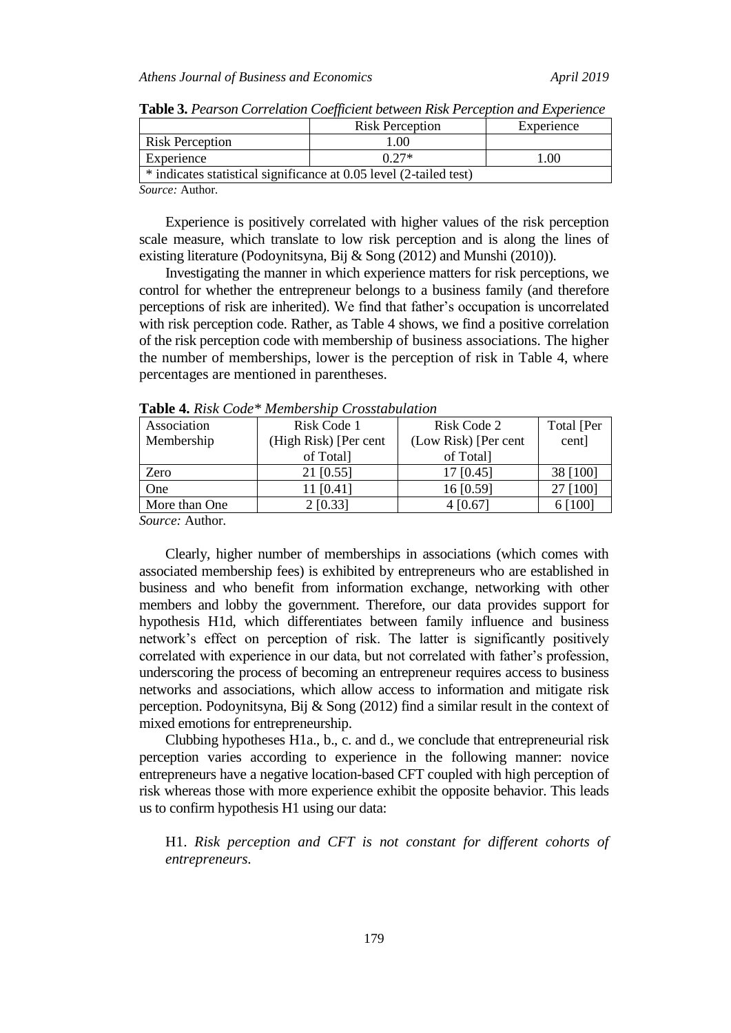**Table 3.** *Pearson Correlation Coefficient between Risk Perception and Experience*

| | Risk Perception | Experience |
|---|---|---|
| Risk Perception | 1.00 | |
| Experience | 0.27* | 1.00 |
| * indicates statistical significance at 0.05 level (2-tailed test) | | |

*Source:* Author.

Experience is positively correlated with higher values of the risk perception scale measure, which translate to low risk perception and is along the lines of existing literature (Podoynitsyna, Bij & Song (2012) and Munshi (2010)).

Investigating the manner in which experience matters for risk perceptions, we control for whether the entrepreneur belongs to a business family (and therefore perceptions of risk are inherited). We find that father's occupation is uncorrelated with risk perception code. Rather, as Table 4 shows, we find a positive correlation of the risk perception code with membership of business associations. The higher the number of memberships, lower is the perception of risk in Table 4, where percentages are mentioned in parentheses.

**Table 4.** *Risk Code* Membership Crosstabulation*

| Association Membership | Risk Code 1 (High Risk) [Per cent of Total] | Risk Code 2 (Low Risk) [Per cent of Total] | Total [Per cent] |
|---|---|---|---|
| Zero | 21 [0.55] | 17 [0.45] | 38 [100] |
| One | 11 [0.41] | 16 [0.59] | 27 [100] |
| More than One | 2 [0.33] | 4 [0.67] | 6 [100] |

*Source:* Author.

Clearly, higher number of memberships in associations (which comes with associated membership fees) is exhibited by entrepreneurs who are established in business and who benefit from information exchange, networking with other members and lobby the government. Therefore, our data provides support for hypothesis H1d, which differentiates between family influence and business network's effect on perception of risk. The latter is significantly positively correlated with experience in our data, but not correlated with father's profession, underscoring the process of becoming an entrepreneur requires access to business networks and associations, which allow access to information and mitigate risk perception. Podoynitsyna, Bij & Song (2012) find a similar result in the context of mixed emotions for entrepreneurship.

Clubbing hypotheses H1a., b., c. and d., we conclude that entrepreneurial risk perception varies according to experience in the following manner: novice entrepreneurs have a negative location-based CFT coupled with high perception of risk whereas those with more experience exhibit the opposite behavior. This leads us to confirm hypothesis H1 using our data:

> H1. *Risk perception and CFT is not constant for different cohorts of entrepreneurs.*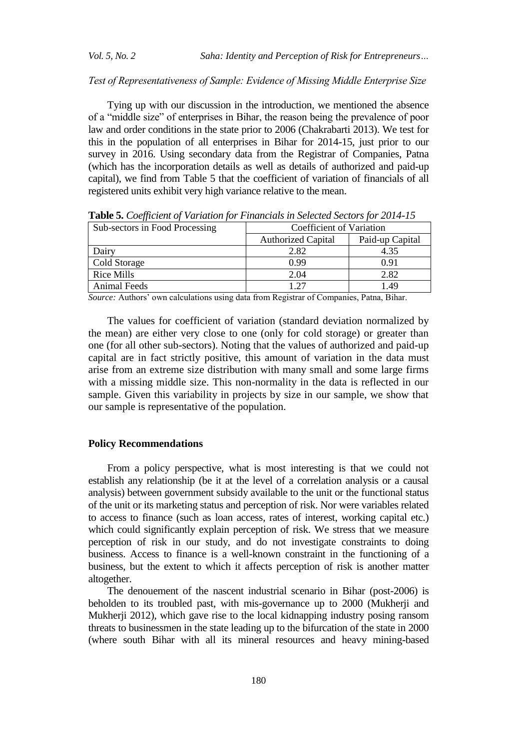*Test of Representativeness of Sample: Evidence of Missing Middle Enterprise Size*

Tying up with our discussion in the introduction, we mentioned the absence of a "middle size" of enterprises in Bihar, the reason being the prevalence of poor law and order conditions in the state prior to 2006 (Chakrabarti 2013). We test for this in the population of all enterprises in Bihar for 2014-15, just prior to our survey in 2016. Using secondary data from the Registrar of Companies, Patna (which has the incorporation details as well as details of authorized and paid-up capital), we find from Table 5 that the coefficient of variation of financials of all registered units exhibit very high variance relative to the mean.

**Table 5.** *Coefficient of Variation for Financials in Selected Sectors for 2014-15*

| Sub-sectors in Food Processing | Coefficient of Variation | |
|---|---|---|
| | Authorized Capital | Paid-up Capital |
| Dairy | 2.82 | 4.35 |
| Cold Storage | 0.99 | 0.91 |
| Rice Mills | 2.04 | 2.82 |
| Animal Feeds | 1.27 | 1.49 |

*Source:* Authors' own calculations using data from Registrar of Companies, Patna, Bihar.

The values for coefficient of variation (standard deviation normalized by the mean) are either very close to one (only for cold storage) or greater than one (for all other sub-sectors). Noting that the values of authorized and paid-up capital are in fact strictly positive, this amount of variation in the data must arise from an extreme size distribution with many small and some large firms with a missing middle size. This non-normality in the data is reflected in our sample. Given this variability in projects by size in our sample, we show that our sample is representative of the population.

## Policy Recommendations

From a policy perspective, what is most interesting is that we could not establish any relationship (be it at the level of a correlation analysis or a causal analysis) between government subsidy available to the unit or the functional status of the unit or its marketing status and perception of risk. Nor were variables related to access to finance (such as loan access, rates of interest, working capital etc.) which could significantly explain perception of risk. We stress that we measure perception of risk in our study, and do not investigate constraints to doing business. Access to finance is a well-known constraint in the functioning of a business, but the extent to which it affects perception of risk is another matter altogether.

The denouement of the nascent industrial scenario in Bihar (post-2006) is beholden to its troubled past, with mis-governance up to 2000 (Mukherji and Mukherji 2012), which gave rise to the local kidnapping industry posing ransom threats to businessmen in the state leading up to the bifurcation of the state in 2000 (where south Bihar with all its mineral resources and heavy mining-based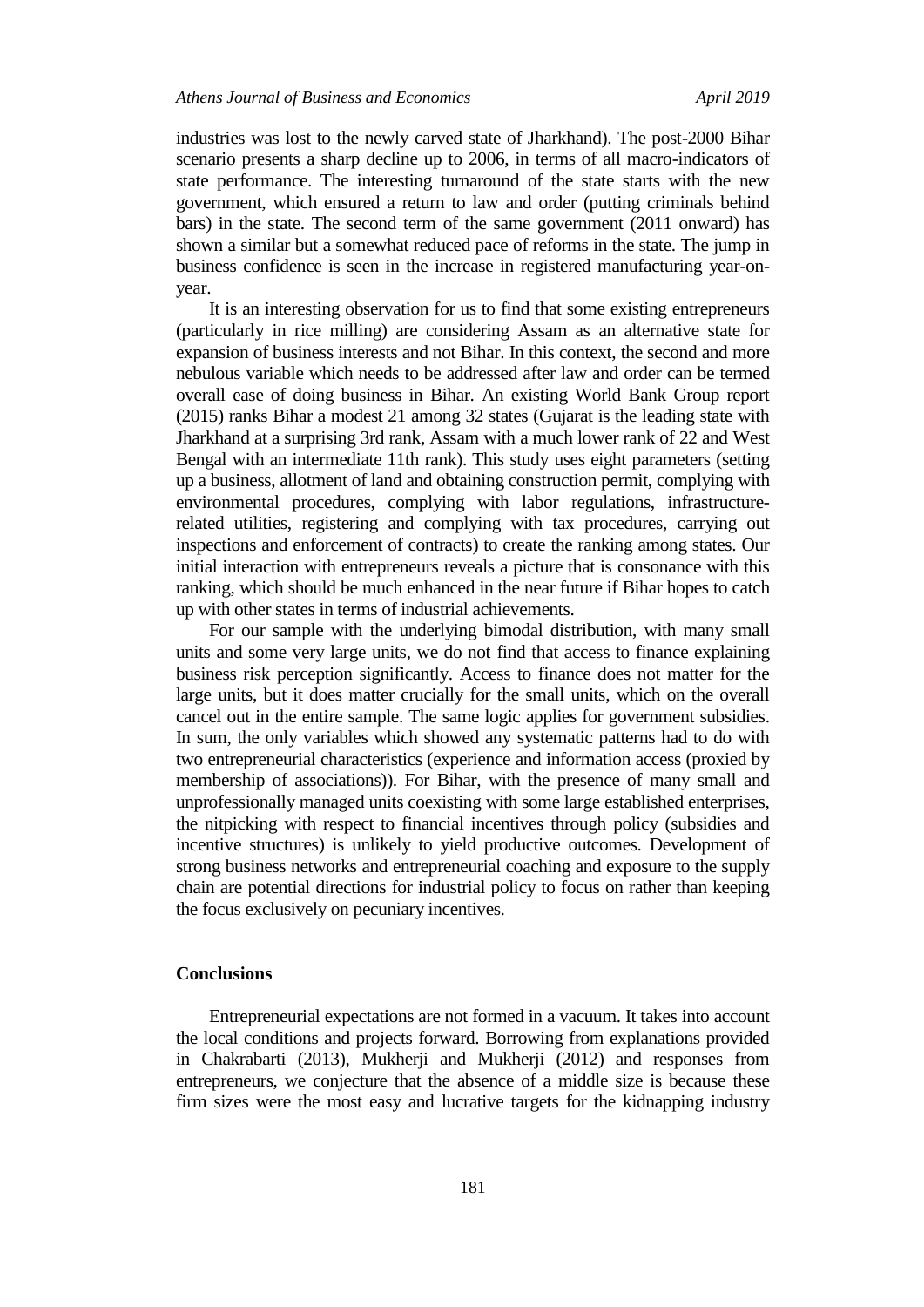industries was lost to the newly carved state of Jharkhand). The post-2000 Bihar scenario presents a sharp decline up to 2006, in terms of all macro-indicators of state performance. The interesting turnaround of the state starts with the new government, which ensured a return to law and order (putting criminals behind bars) in the state. The second term of the same government (2011 onward) has shown a similar but a somewhat reduced pace of reforms in the state. The jump in business confidence is seen in the increase in registered manufacturing year-on-year.

It is an interesting observation for us to find that some existing entrepreneurs (particularly in rice milling) are considering Assam as an alternative state for expansion of business interests and not Bihar. In this context, the second and more nebulous variable which needs to be addressed after law and order can be termed overall ease of doing business in Bihar. An existing World Bank Group report (2015) ranks Bihar a modest 21 among 32 states (Gujarat is the leading state with Jharkhand at a surprising 3rd rank, Assam with a much lower rank of 22 and West Bengal with an intermediate 11th rank). This study uses eight parameters (setting up a business, allotment of land and obtaining construction permit, complying with environmental procedures, complying with labor regulations, infrastructure-related utilities, registering and complying with tax procedures, carrying out inspections and enforcement of contracts) to create the ranking among states. Our initial interaction with entrepreneurs reveals a picture that is consonance with this ranking, which should be much enhanced in the near future if Bihar hopes to catch up with other states in terms of industrial achievements.

For our sample with the underlying bimodal distribution, with many small units and some very large units, we do not find that access to finance explaining business risk perception significantly. Access to finance does not matter for the large units, but it does matter crucially for the small units, which on the overall cancel out in the entire sample. The same logic applies for government subsidies. In sum, the only variables which showed any systematic patterns had to do with two entrepreneurial characteristics (experience and information access (proxied by membership of associations)). For Bihar, with the presence of many small and unprofessionally managed units coexisting with some large established enterprises, the nitpicking with respect to financial incentives through policy (subsidies and incentive structures) is unlikely to yield productive outcomes. Development of strong business networks and entrepreneurial coaching and exposure to the supply chain are potential directions for industrial policy to focus on rather than keeping the focus exclusively on pecuniary incentives.

## Conclusions

Entrepreneurial expectations are not formed in a vacuum. It takes into account the local conditions and projects forward. Borrowing from explanations provided in Chakrabarti (2013), Mukherji and Mukherji (2012) and responses from entrepreneurs, we conjecture that the absence of a middle size is because these firm sizes were the most easy and lucrative targets for the kidnapping industry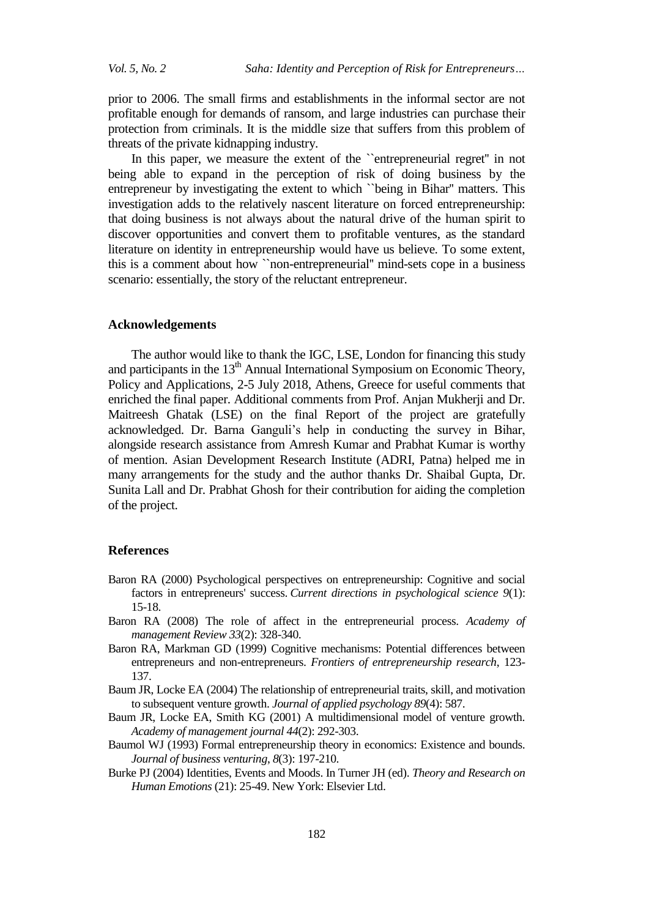prior to 2006. The small firms and establishments in the informal sector are not profitable enough for demands of ransom, and large industries can purchase their protection from criminals. It is the middle size that suffers from this problem of threats of the private kidnapping industry.

In this paper, we measure the extent of the ``entrepreneurial regret'' in not being able to expand in the perception of risk of doing business by the entrepreneur by investigating the extent to which ``being in Bihar'' matters. This investigation adds to the relatively nascent literature on forced entrepreneurship: that doing business is not always about the natural drive of the human spirit to discover opportunities and convert them to profitable ventures, as the standard literature on identity in entrepreneurship would have us believe. To some extent, this is a comment about how ``non-entrepreneurial'' mind-sets cope in a business scenario: essentially, the story of the reluctant entrepreneur.

## Acknowledgements

The author would like to thank the IGC, LSE, London for financing this study and participants in the 13th Annual International Symposium on Economic Theory, Policy and Applications, 2-5 July 2018, Athens, Greece for useful comments that enriched the final paper. Additional comments from Prof. Anjan Mukherji and Dr. Maitreesh Ghatak (LSE) on the final Report of the project are gratefully acknowledged. Dr. Barna Ganguli's help in conducting the survey in Bihar, alongside research assistance from Amresh Kumar and Prabhat Kumar is worthy of mention. Asian Development Research Institute (ADRI, Patna) helped me in many arrangements for the study and the author thanks Dr. Shaibal Gupta, Dr. Sunita Lall and Dr. Prabhat Ghosh for their contribution for aiding the completion of the project.

## References

Baron RA (2000) Psychological perspectives on entrepreneurship: Cognitive and social factors in entrepreneurs' success. *Current directions in psychological science 9*(1): 15-18.

Baron RA (2008) The role of affect in the entrepreneurial process. *Academy of management Review 33*(2): 328-340.

Baron RA, Markman GD (1999) Cognitive mechanisms: Potential differences between entrepreneurs and non-entrepreneurs. *Frontiers of entrepreneurship research*, 123-137.

Baum JR, Locke EA (2004) The relationship of entrepreneurial traits, skill, and motivation to subsequent venture growth. *Journal of applied psychology 89*(4): 587.

Baum JR, Locke EA, Smith KG (2001) A multidimensional model of venture growth. *Academy of management journal 44*(2): 292-303.

Baumol WJ (1993) Formal entrepreneurship theory in economics: Existence and bounds. *Journal of business venturing*, *8*(3): 197-210.

Burke PJ (2004) Identities, Events and Moods. In Turner JH (ed). *Theory and Research on Human Emotions* (21): 25-49. New York: Elsevier Ltd.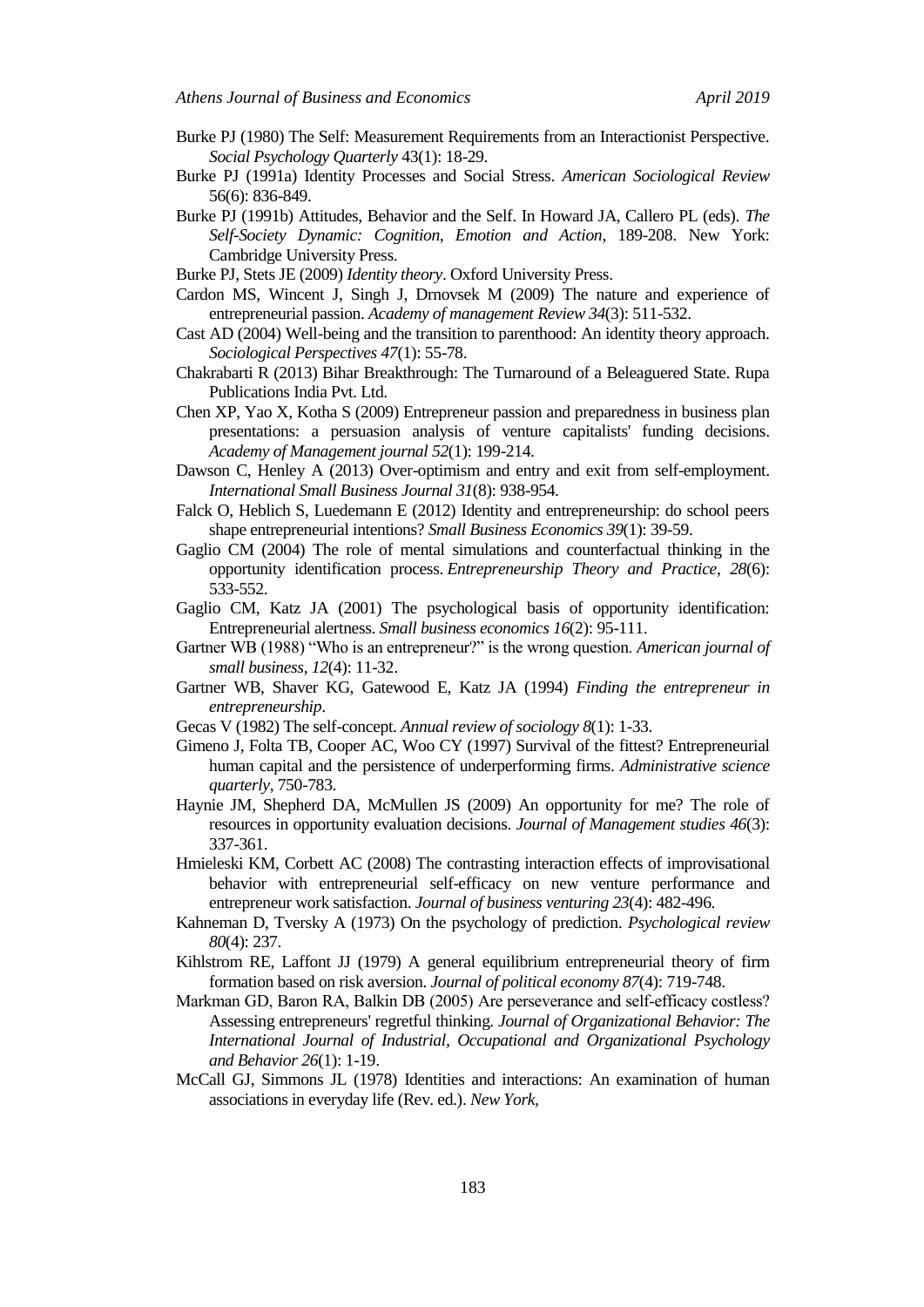Burke PJ (1980) The Self: Measurement Requirements from an Interactionist Perspective. *Social Psychology Quarterly* 43(1): 18-29.

Burke PJ (1991a) Identity Processes and Social Stress. *American Sociological Review* 56(6): 836-849.

Burke PJ (1991b) Attitudes, Behavior and the Self. In Howard JA, Callero PL (eds). *The Self-Society Dynamic: Cognition, Emotion and Action*, 189-208. New York: Cambridge University Press.

Burke PJ, Stets JE (2009) *Identity theory*. Oxford University Press.

Cardon MS, Wincent J, Singh J, Drnovsek M (2009) The nature and experience of entrepreneurial passion. *Academy of management Review 34*(3): 511-532.

Cast AD (2004) Well-being and the transition to parenthood: An identity theory approach. *Sociological Perspectives 47*(1): 55-78.

Chakrabarti R (2013) Bihar Breakthrough: The Turnaround of a Beleaguered State. Rupa Publications India Pvt. Ltd.

Chen XP, Yao X, Kotha S (2009) Entrepreneur passion and preparedness in business plan presentations: a persuasion analysis of venture capitalists' funding decisions. *Academy of Management journal 52*(1): 199-214.

Dawson C, Henley A (2013) Over-optimism and entry and exit from self-employment. *International Small Business Journal 31*(8): 938-954.

Falck O, Heblich S, Luedemann E (2012) Identity and entrepreneurship: do school peers shape entrepreneurial intentions? *Small Business Economics 39*(1): 39-59.

Gaglio CM (2004) The role of mental simulations and counterfactual thinking in the opportunity identification process. *Entrepreneurship Theory and Practice*, *28*(6): 533-552.

Gaglio CM, Katz JA (2001) The psychological basis of opportunity identification: Entrepreneurial alertness. *Small business economics 16*(2): 95-111.

Gartner WB (1988) "Who is an entrepreneur?" is the wrong question. *American journal of small business*, *12*(4): 11-32.

Gartner WB, Shaver KG, Gatewood E, Katz JA (1994) *Finding the entrepreneur in entrepreneurship*.

Gecas V (1982) The self-concept. *Annual review of sociology 8*(1): 1-33.

Gimeno J, Folta TB, Cooper AC, Woo CY (1997) Survival of the fittest? Entrepreneurial human capital and the persistence of underperforming firms. *Administrative science quarterly*, 750-783.

Haynie JM, Shepherd DA, McMullen JS (2009) An opportunity for me? The role of resources in opportunity evaluation decisions. *Journal of Management studies 46*(3): 337-361.

Hmieleski KM, Corbett AC (2008) The contrasting interaction effects of improvisational behavior with entrepreneurial self-efficacy on new venture performance and entrepreneur work satisfaction. *Journal of business venturing 23*(4): 482-496.

Kahneman D, Tversky A (1973) On the psychology of prediction. *Psychological review 80*(4): 237.

Kihlstrom RE, Laffont JJ (1979) A general equilibrium entrepreneurial theory of firm formation based on risk aversion. *Journal of political economy 87*(4): 719-748.

Markman GD, Baron RA, Balkin DB (2005) Are perseverance and self-efficacy costless? Assessing entrepreneurs' regretful thinking. *Journal of Organizational Behavior: The International Journal of Industrial, Occupational and Organizational Psychology and Behavior 26*(1): 1-19.

McCall GJ, Simmons JL (1978) Identities and interactions: An examination of human associations in everyday life (Rev. ed.). *New York*,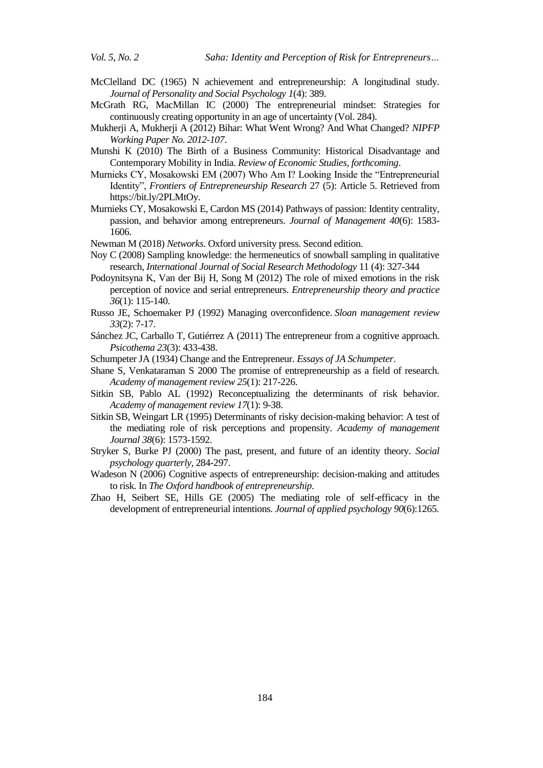McClelland DC (1965) N achievement and entrepreneurship: A longitudinal study. *Journal of Personality and Social Psychology 1*(4): 389.

McGrath RG, MacMillan IC (2000) The entrepreneurial mindset: Strategies for continuously creating opportunity in an age of uncertainty (Vol. 284).

Mukherji A, Mukherji A (2012) Bihar: What Went Wrong? And What Changed? *NIPFP Working Paper No. 2012-107*.

Munshi K (2010) The Birth of a Business Community: Historical Disadvantage and Contemporary Mobility in India. *Review of Economic Studies, forthcoming*.

Murnieks CY, Mosakowski EM (2007) Who Am I? Looking Inside the "Entrepreneurial Identity", *Frontiers of Entrepreneurship Research* 27 (5): Article 5. Retrieved from https://bit.ly/2PLMtOy.

Murnieks CY, Mosakowski E, Cardon MS (2014) Pathways of passion: Identity centrality, passion, and behavior among entrepreneurs. *Journal of Management 40*(6): 1583-1606.

Newman M (2018) *Networks*. Oxford university press. Second edition.

Noy C (2008) Sampling knowledge: the hermeneutics of snowball sampling in qualitative research, *International Journal of Social Research Methodology* 11 (4): 327-344

Podoynitsyna K, Van der Bij H, Song M (2012) The role of mixed emotions in the risk perception of novice and serial entrepreneurs. *Entrepreneurship theory and practice 36*(1): 115-140.

Russo JE, Schoemaker PJ (1992) Managing overconfidence. *Sloan management review 33*(2): 7-17.

Sánchez JC, Carballo T, Gutiérrez A (2011) The entrepreneur from a cognitive approach. *Psicothema 23*(3): 433-438.

Schumpeter JA (1934) Change and the Entrepreneur. *Essays of JA Schumpeter*.

Shane S, Venkataraman S 2000 The promise of entrepreneurship as a field of research. *Academy of management review 25*(1): 217-226.

Sitkin SB, Pablo AL (1992) Reconceptualizing the determinants of risk behavior. *Academy of management review 17*(1): 9-38.

Sitkin SB, Weingart LR (1995) Determinants of risky decision-making behavior: A test of the mediating role of risk perceptions and propensity. *Academy of management Journal 38*(6): 1573-1592.

Stryker S, Burke PJ (2000) The past, present, and future of an identity theory. *Social psychology quarterly*, 284-297.

Wadeson N (2006) Cognitive aspects of entrepreneurship: decision-making and attitudes to risk. In *The Oxford handbook of entrepreneurship*.

Zhao H, Seibert SE, Hills GE (2005) The mediating role of self-efficacy in the development of entrepreneurial intentions. *Journal of applied psychology 90*(6):1265.